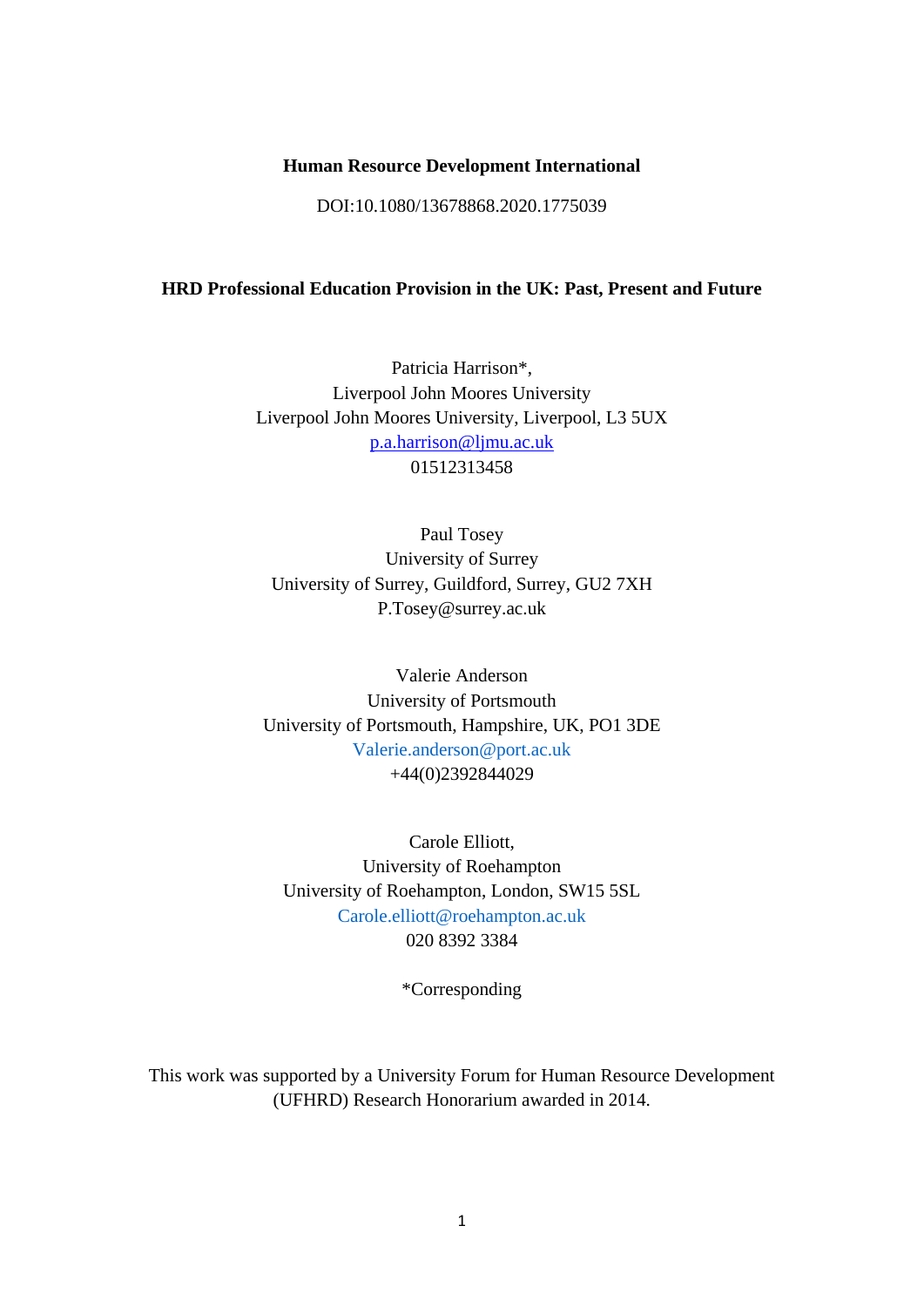**Human Resource Development International**

DOI:10.1080/13678868.2020.1775039

# HRD Professional Education Provision in the UK: Past, Present and Future

Patricia Harrison*,
Liverpool John Moores University
Liverpool John Moores University, Liverpool, L3 5UX
p.a.harrison@ljmu.ac.uk
01512313458

Paul Tosey
University of Surrey
University of Surrey, Guildford, Surrey, GU2 7XH
P.Tosey@surrey.ac.uk

Valerie Anderson
University of Portsmouth
University of Portsmouth, Hampshire, UK, PO1 3DE
Valerie.anderson@port.ac.uk
+44(0)2392844029

Carole Elliott,
University of Roehampton
University of Roehampton, London, SW15 5SL
Carole.elliott@roehampton.ac.uk
020 8392 3384

*Corresponding

This work was supported by a University Forum for Human Resource Development (UFHRD) Research Honorarium awarded in 2014.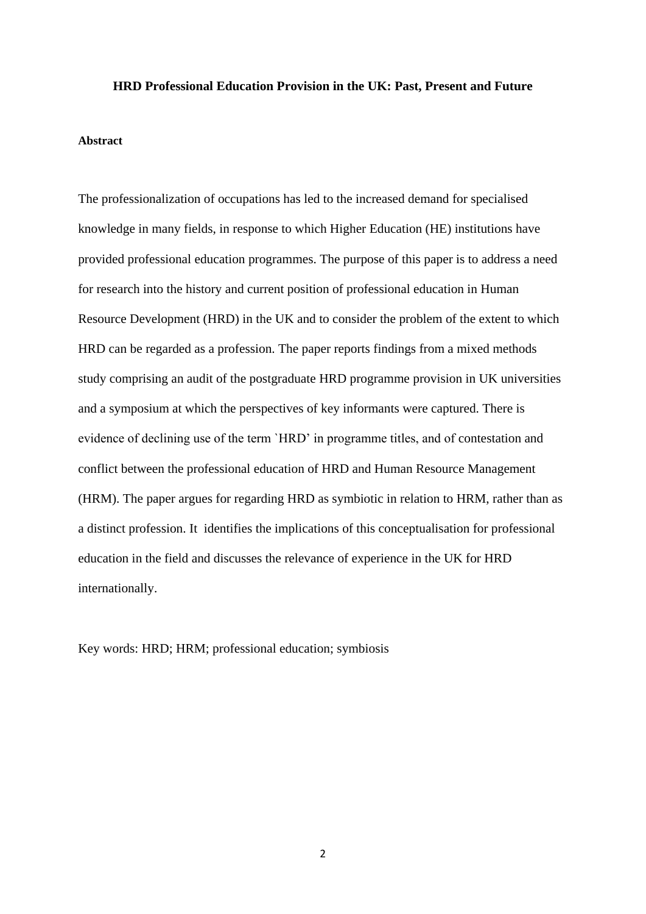# HRD Professional Education Provision in the UK: Past, Present and Future

## Abstract

The professionalization of occupations has led to the increased demand for specialised knowledge in many fields, in response to which Higher Education (HE) institutions have provided professional education programmes. The purpose of this paper is to address a need for research into the history and current position of professional education in Human Resource Development (HRD) in the UK and to consider the problem of the extent to which HRD can be regarded as a profession. The paper reports findings from a mixed methods study comprising an audit of the postgraduate HRD programme provision in UK universities and a symposium at which the perspectives of key informants were captured. There is evidence of declining use of the term `HRD' in programme titles, and of contestation and conflict between the professional education of HRD and Human Resource Management (HRM). The paper argues for regarding HRD as symbiotic in relation to HRM, rather than as a distinct profession. It identifies the implications of this conceptualisation for professional education in the field and discusses the relevance of experience in the UK for HRD internationally.

Key words: HRD; HRM; professional education; symbiosis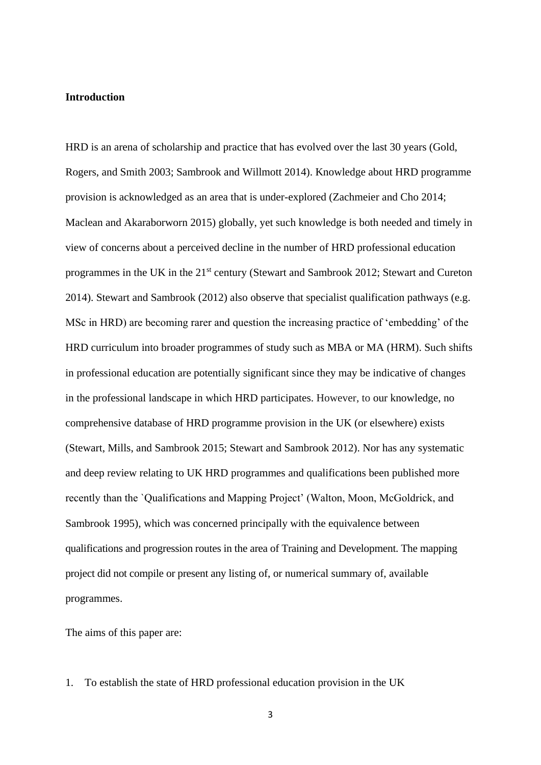**Introduction**

HRD is an arena of scholarship and practice that has evolved over the last 30 years (Gold, Rogers, and Smith 2003; Sambrook and Willmott 2014). Knowledge about HRD programme provision is acknowledged as an area that is under-explored (Zachmeier and Cho 2014; Maclean and Akaraborworn 2015) globally, yet such knowledge is both needed and timely in view of concerns about a perceived decline in the number of HRD professional education programmes in the UK in the 21st century (Stewart and Sambrook 2012; Stewart and Cureton 2014). Stewart and Sambrook (2012) also observe that specialist qualification pathways (e.g. MSc in HRD) are becoming rarer and question the increasing practice of 'embedding' of the HRD curriculum into broader programmes of study such as MBA or MA (HRM). Such shifts in professional education are potentially significant since they may be indicative of changes in the professional landscape in which HRD participates. However, to our knowledge, no comprehensive database of HRD programme provision in the UK (or elsewhere) exists (Stewart, Mills, and Sambrook 2015; Stewart and Sambrook 2012). Nor has any systematic and deep review relating to UK HRD programmes and qualifications been published more recently than the `Qualifications and Mapping Project' (Walton, Moon, McGoldrick, and Sambrook 1995), which was concerned principally with the equivalence between qualifications and progression routes in the area of Training and Development. The mapping project did not compile or present any listing of, or numerical summary of, available programmes.

The aims of this paper are:

1. To establish the state of HRD professional education provision in the UK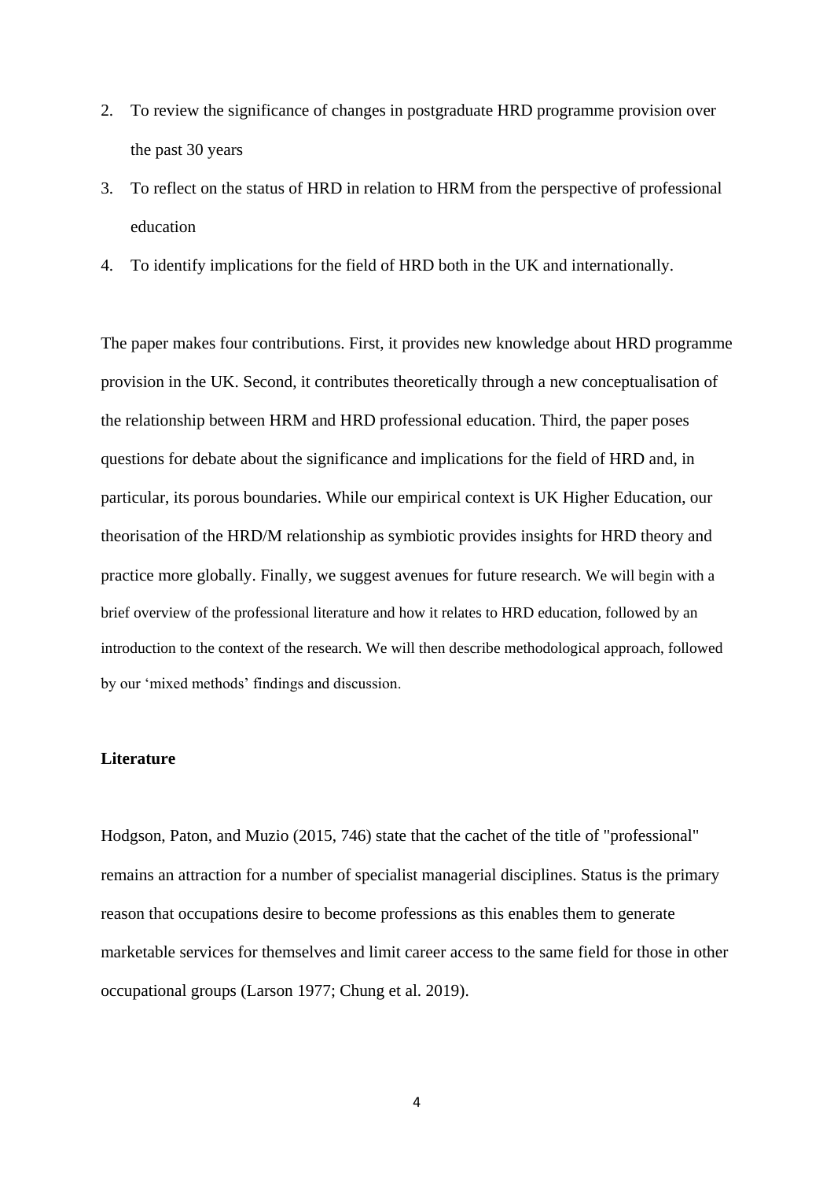2. To review the significance of changes in postgraduate HRD programme provision over the past 30 years
3. To reflect on the status of HRD in relation to HRM from the perspective of professional education
4. To identify implications for the field of HRD both in the UK and internationally.

The paper makes four contributions. First, it provides new knowledge about HRD programme provision in the UK. Second, it contributes theoretically through a new conceptualisation of the relationship between HRM and HRD professional education. Third, the paper poses questions for debate about the significance and implications for the field of HRD and, in particular, its porous boundaries. While our empirical context is UK Higher Education, our theorisation of the HRD/M relationship as symbiotic provides insights for HRD theory and practice more globally. Finally, we suggest avenues for future research. We will begin with a brief overview of the professional literature and how it relates to HRD education, followed by an introduction to the context of the research. We will then describe methodological approach, followed by our 'mixed methods' findings and discussion.

## Literature

Hodgson, Paton, and Muzio (2015, 746) state that the cachet of the title of "professional" remains an attraction for a number of specialist managerial disciplines. Status is the primary reason that occupations desire to become professions as this enables them to generate marketable services for themselves and limit career access to the same field for those in other occupational groups (Larson 1977; Chung et al. 2019).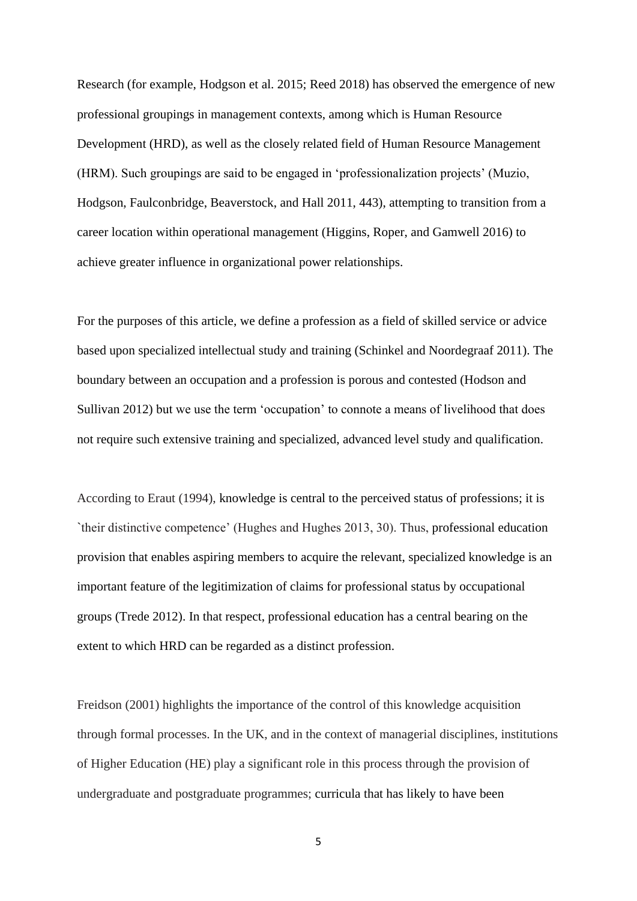Research (for example, Hodgson et al. 2015; Reed 2018) has observed the emergence of new professional groupings in management contexts, among which is Human Resource Development (HRD), as well as the closely related field of Human Resource Management (HRM). Such groupings are said to be engaged in 'professionalization projects' (Muzio, Hodgson, Faulconbridge, Beaverstock, and Hall 2011, 443), attempting to transition from a career location within operational management (Higgins, Roper, and Gamwell 2016) to achieve greater influence in organizational power relationships.

For the purposes of this article, we define a profession as a field of skilled service or advice based upon specialized intellectual study and training (Schinkel and Noordegraaf 2011). The boundary between an occupation and a profession is porous and contested (Hodson and Sullivan 2012) but we use the term 'occupation' to connote a means of livelihood that does not require such extensive training and specialized, advanced level study and qualification.

According to Eraut (1994), knowledge is central to the perceived status of professions; it is `their distinctive competence' (Hughes and Hughes 2013, 30). Thus, professional education provision that enables aspiring members to acquire the relevant, specialized knowledge is an important feature of the legitimization of claims for professional status by occupational groups (Trede 2012). In that respect, professional education has a central bearing on the extent to which HRD can be regarded as a distinct profession.

Freidson (2001) highlights the importance of the control of this knowledge acquisition through formal processes. In the UK, and in the context of managerial disciplines, institutions of Higher Education (HE) play a significant role in this process through the provision of undergraduate and postgraduate programmes; curricula that has likely to have been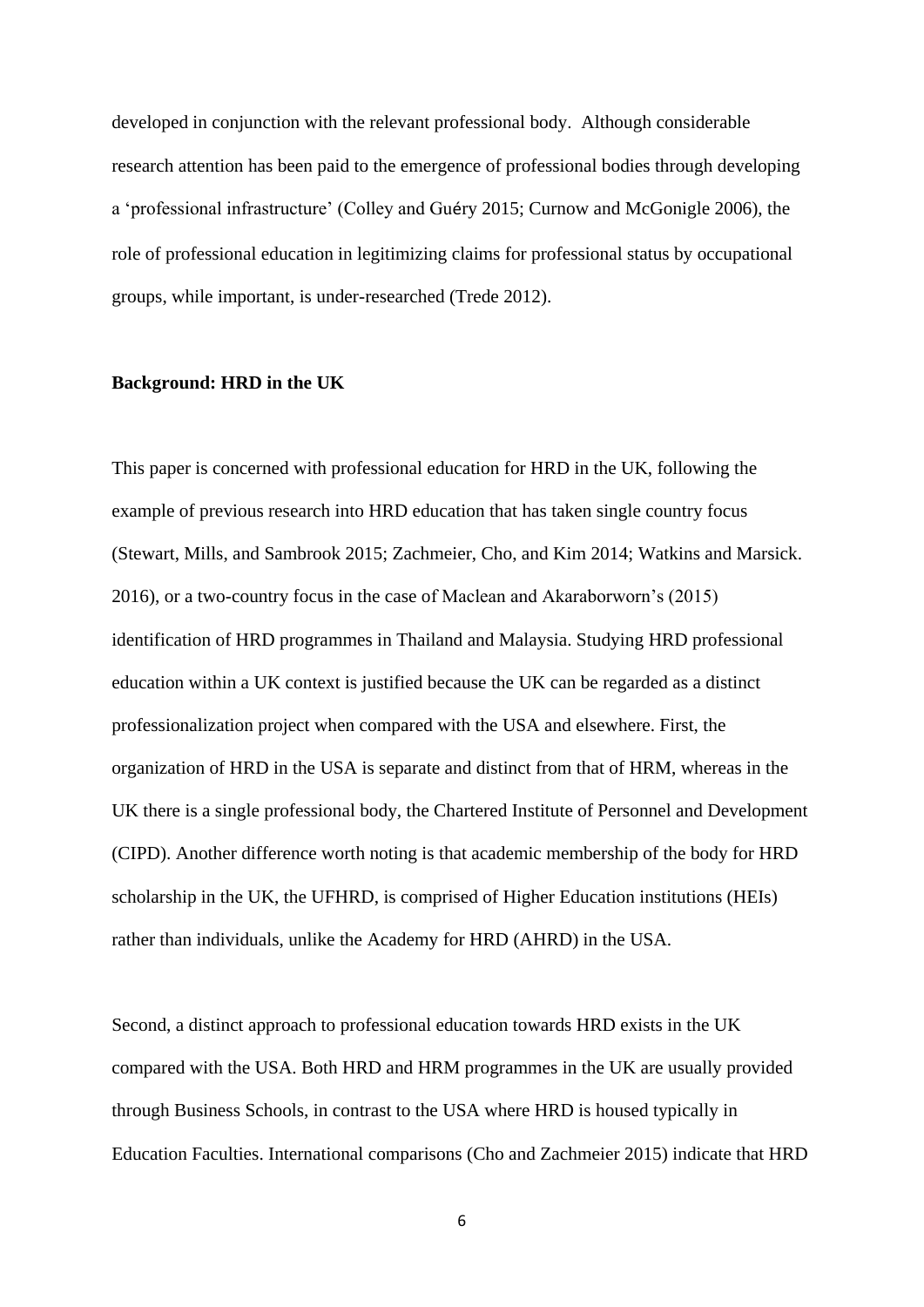developed in conjunction with the relevant professional body. Although considerable research attention has been paid to the emergence of professional bodies through developing a 'professional infrastructure' (Colley and Guéry 2015; Curnow and McGonigle 2006), the role of professional education in legitimizing claims for professional status by occupational groups, while important, is under-researched (Trede 2012).

**Background: HRD in the UK**

This paper is concerned with professional education for HRD in the UK, following the example of previous research into HRD education that has taken single country focus (Stewart, Mills, and Sambrook 2015; Zachmeier, Cho, and Kim 2014; Watkins and Marsick. 2016), or a two-country focus in the case of Maclean and Akaraborworn's (2015) identification of HRD programmes in Thailand and Malaysia. Studying HRD professional education within a UK context is justified because the UK can be regarded as a distinct professionalization project when compared with the USA and elsewhere. First, the organization of HRD in the USA is separate and distinct from that of HRM, whereas in the UK there is a single professional body, the Chartered Institute of Personnel and Development (CIPD). Another difference worth noting is that academic membership of the body for HRD scholarship in the UK, the UFHRD, is comprised of Higher Education institutions (HEIs) rather than individuals, unlike the Academy for HRD (AHRD) in the USA.

Second, a distinct approach to professional education towards HRD exists in the UK compared with the USA. Both HRD and HRM programmes in the UK are usually provided through Business Schools, in contrast to the USA where HRD is housed typically in Education Faculties. International comparisons (Cho and Zachmeier 2015) indicate that HRD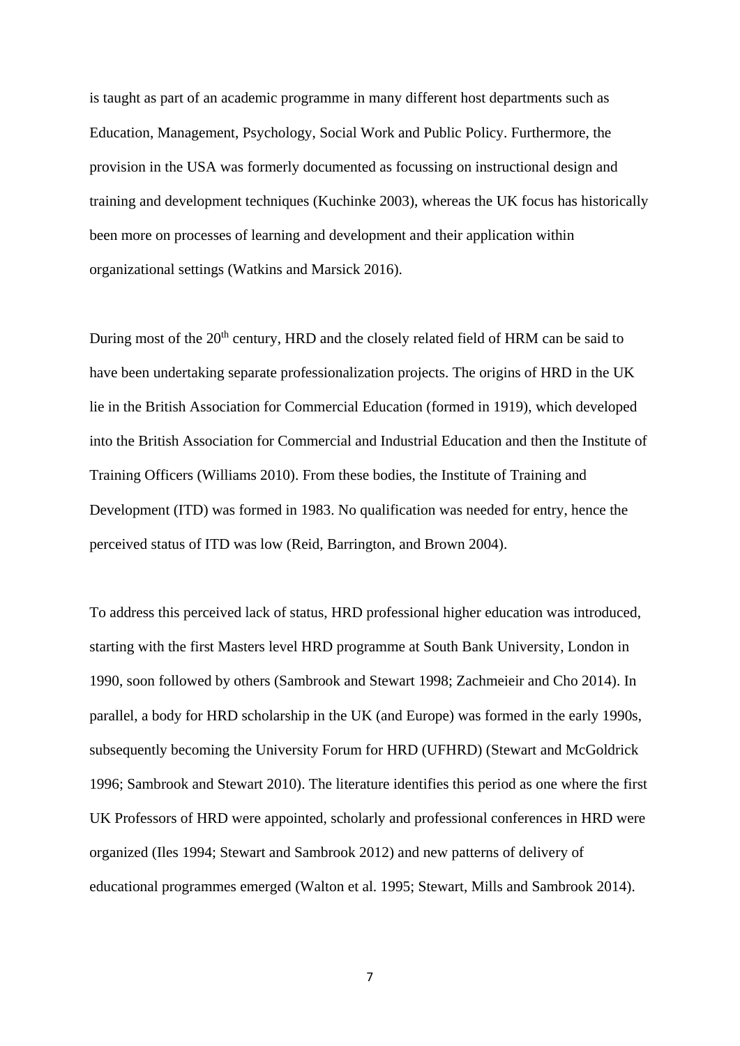is taught as part of an academic programme in many different host departments such as Education, Management, Psychology, Social Work and Public Policy. Furthermore, the provision in the USA was formerly documented as focussing on instructional design and training and development techniques (Kuchinke 2003), whereas the UK focus has historically been more on processes of learning and development and their application within organizational settings (Watkins and Marsick 2016).

During most of the 20th century, HRD and the closely related field of HRM can be said to have been undertaking separate professionalization projects. The origins of HRD in the UK lie in the British Association for Commercial Education (formed in 1919), which developed into the British Association for Commercial and Industrial Education and then the Institute of Training Officers (Williams 2010). From these bodies, the Institute of Training and Development (ITD) was formed in 1983. No qualification was needed for entry, hence the perceived status of ITD was low (Reid, Barrington, and Brown 2004).

To address this perceived lack of status, HRD professional higher education was introduced, starting with the first Masters level HRD programme at South Bank University, London in 1990, soon followed by others (Sambrook and Stewart 1998; Zachmeieir and Cho 2014). In parallel, a body for HRD scholarship in the UK (and Europe) was formed in the early 1990s, subsequently becoming the University Forum for HRD (UFHRD) (Stewart and McGoldrick 1996; Sambrook and Stewart 2010). The literature identifies this period as one where the first UK Professors of HRD were appointed, scholarly and professional conferences in HRD were organized (Iles 1994; Stewart and Sambrook 2012) and new patterns of delivery of educational programmes emerged (Walton et al. 1995; Stewart, Mills and Sambrook 2014).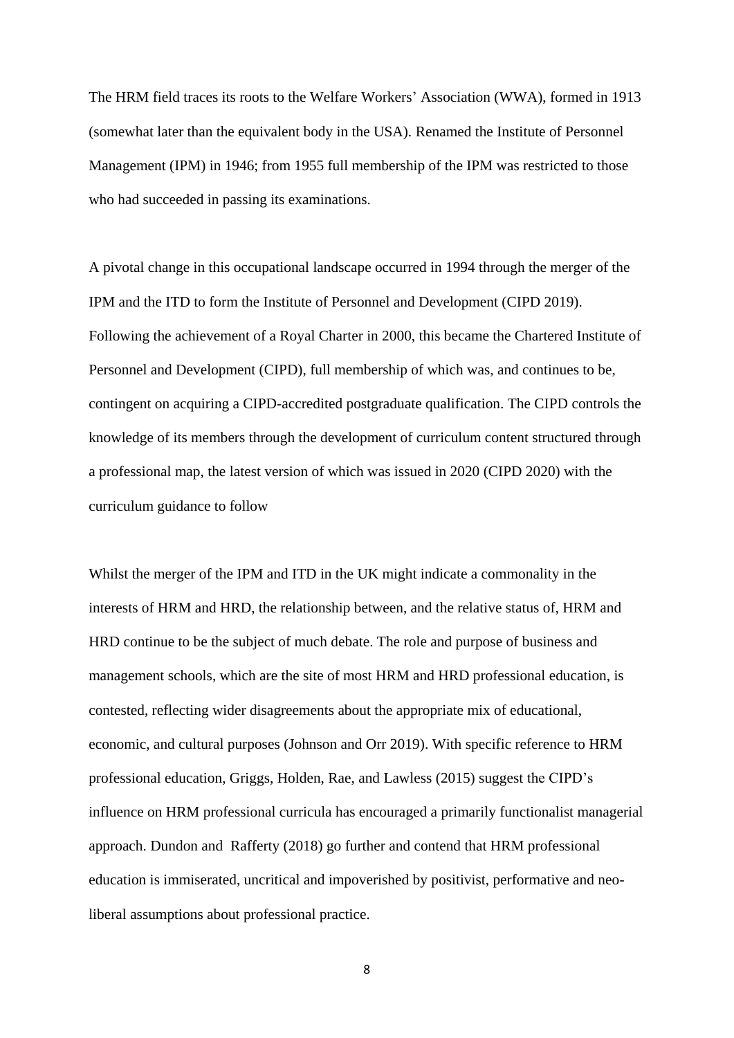The HRM field traces its roots to the Welfare Workers' Association (WWA), formed in 1913 (somewhat later than the equivalent body in the USA). Renamed the Institute of Personnel Management (IPM) in 1946; from 1955 full membership of the IPM was restricted to those who had succeeded in passing its examinations.

A pivotal change in this occupational landscape occurred in 1994 through the merger of the IPM and the ITD to form the Institute of Personnel and Development (CIPD 2019). Following the achievement of a Royal Charter in 2000, this became the Chartered Institute of Personnel and Development (CIPD), full membership of which was, and continues to be, contingent on acquiring a CIPD-accredited postgraduate qualification. The CIPD controls the knowledge of its members through the development of curriculum content structured through a professional map, the latest version of which was issued in 2020 (CIPD 2020) with the curriculum guidance to follow

Whilst the merger of the IPM and ITD in the UK might indicate a commonality in the interests of HRM and HRD, the relationship between, and the relative status of, HRM and HRD continue to be the subject of much debate. The role and purpose of business and management schools, which are the site of most HRM and HRD professional education, is contested, reflecting wider disagreements about the appropriate mix of educational, economic, and cultural purposes (Johnson and Orr 2019). With specific reference to HRM professional education, Griggs, Holden, Rae, and Lawless (2015) suggest the CIPD's influence on HRM professional curricula has encouraged a primarily functionalist managerial approach. Dundon and Rafferty (2018) go further and contend that HRM professional education is immiserated, uncritical and impoverished by positivist, performative and neo-liberal assumptions about professional practice.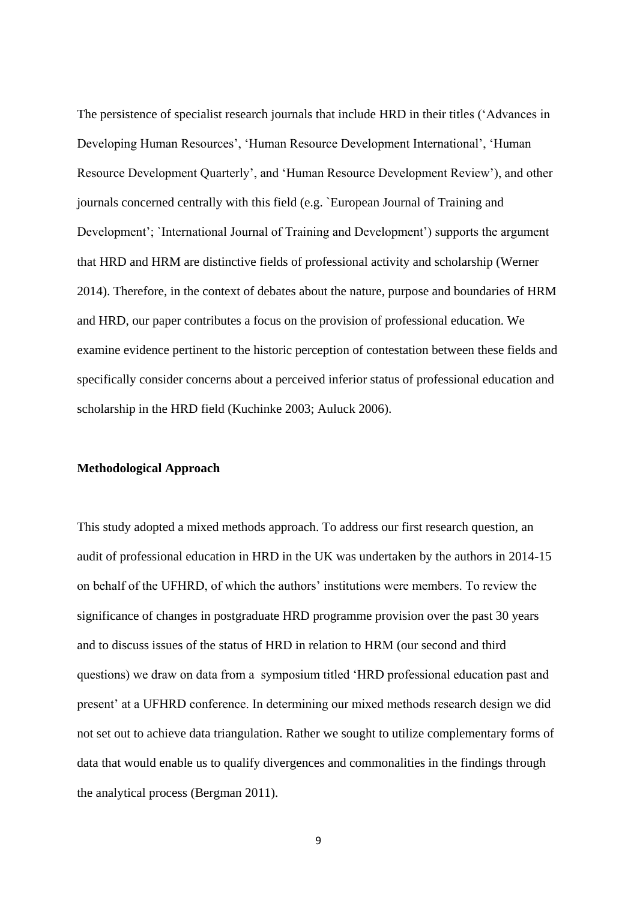The persistence of specialist research journals that include HRD in their titles ('Advances in Developing Human Resources', 'Human Resource Development International', 'Human Resource Development Quarterly', and 'Human Resource Development Review'), and other journals concerned centrally with this field (e.g. `European Journal of Training and Development'; `International Journal of Training and Development') supports the argument that HRD and HRM are distinctive fields of professional activity and scholarship (Werner 2014). Therefore, in the context of debates about the nature, purpose and boundaries of HRM and HRD, our paper contributes a focus on the provision of professional education. We examine evidence pertinent to the historic perception of contestation between these fields and specifically consider concerns about a perceived inferior status of professional education and scholarship in the HRD field (Kuchinke 2003; Auluck 2006).

**Methodological Approach**

This study adopted a mixed methods approach. To address our first research question, an audit of professional education in HRD in the UK was undertaken by the authors in 2014-15 on behalf of the UFHRD, of which the authors' institutions were members. To review the significance of changes in postgraduate HRD programme provision over the past 30 years and to discuss issues of the status of HRD in relation to HRM (our second and third questions) we draw on data from a symposium titled 'HRD professional education past and present' at a UFHRD conference. In determining our mixed methods research design we did not set out to achieve data triangulation. Rather we sought to utilize complementary forms of data that would enable us to qualify divergences and commonalities in the findings through the analytical process (Bergman 2011).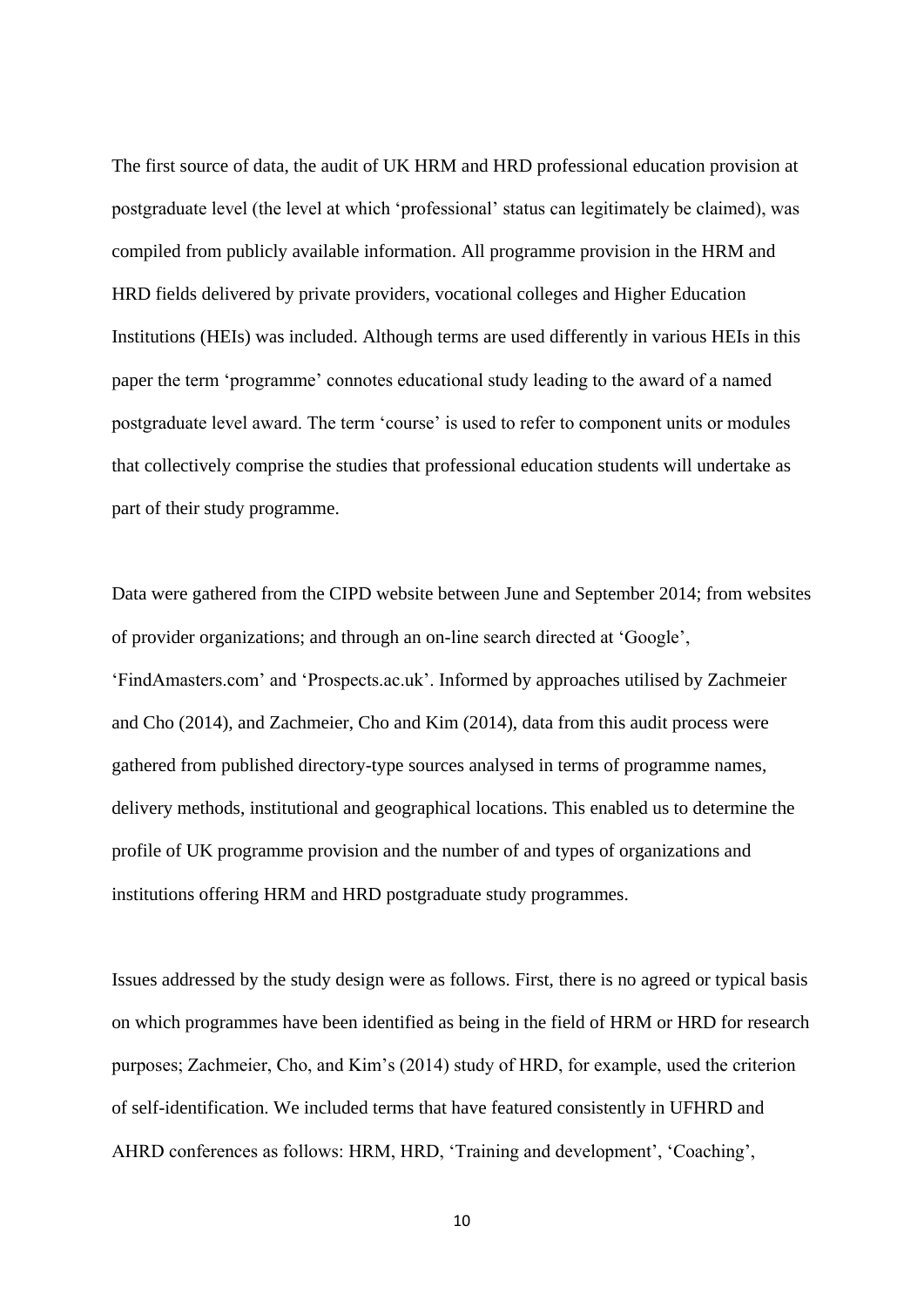The first source of data, the audit of UK HRM and HRD professional education provision at postgraduate level (the level at which 'professional' status can legitimately be claimed), was compiled from publicly available information. All programme provision in the HRM and HRD fields delivered by private providers, vocational colleges and Higher Education Institutions (HEIs) was included. Although terms are used differently in various HEIs in this paper the term 'programme' connotes educational study leading to the award of a named postgraduate level award. The term 'course' is used to refer to component units or modules that collectively comprise the studies that professional education students will undertake as part of their study programme.

Data were gathered from the CIPD website between June and September 2014; from websites of provider organizations; and through an on-line search directed at 'Google', 'FindAmasters.com' and 'Prospects.ac.uk'. Informed by approaches utilised by Zachmeier and Cho (2014), and Zachmeier, Cho and Kim (2014), data from this audit process were gathered from published directory-type sources analysed in terms of programme names, delivery methods, institutional and geographical locations. This enabled us to determine the profile of UK programme provision and the number of and types of organizations and institutions offering HRM and HRD postgraduate study programmes.

Issues addressed by the study design were as follows. First, there is no agreed or typical basis on which programmes have been identified as being in the field of HRM or HRD for research purposes; Zachmeier, Cho, and Kim's (2014) study of HRD, for example, used the criterion of self-identification. We included terms that have featured consistently in UFHRD and AHRD conferences as follows: HRM, HRD, 'Training and development', 'Coaching',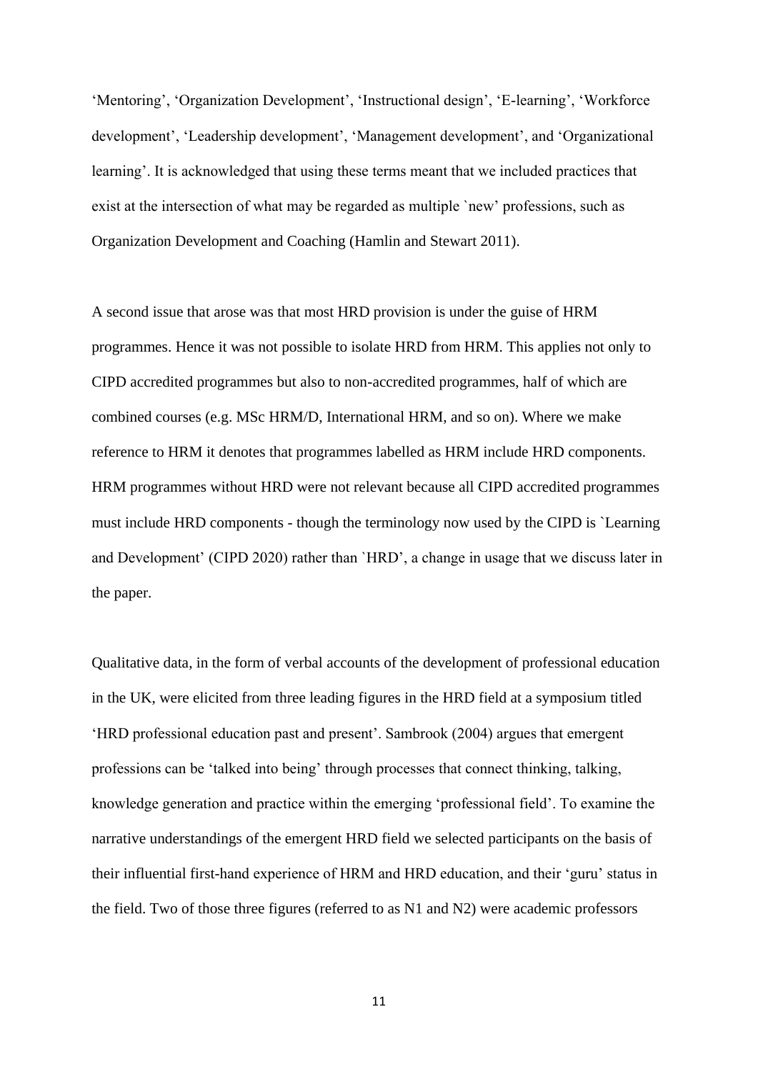'Mentoring', 'Organization Development', 'Instructional design', 'E-learning', 'Workforce development', 'Leadership development', 'Management development', and 'Organizational learning'. It is acknowledged that using these terms meant that we included practices that exist at the intersection of what may be regarded as multiple `new' professions, such as Organization Development and Coaching (Hamlin and Stewart 2011).

A second issue that arose was that most HRD provision is under the guise of HRM programmes. Hence it was not possible to isolate HRD from HRM. This applies not only to CIPD accredited programmes but also to non-accredited programmes, half of which are combined courses (e.g. MSc HRM/D, International HRM, and so on). Where we make reference to HRM it denotes that programmes labelled as HRM include HRD components. HRM programmes without HRD were not relevant because all CIPD accredited programmes must include HRD components - though the terminology now used by the CIPD is `Learning and Development' (CIPD 2020) rather than `HRD', a change in usage that we discuss later in the paper.

Qualitative data, in the form of verbal accounts of the development of professional education in the UK, were elicited from three leading figures in the HRD field at a symposium titled 'HRD professional education past and present'. Sambrook (2004) argues that emergent professions can be 'talked into being' through processes that connect thinking, talking, knowledge generation and practice within the emerging 'professional field'. To examine the narrative understandings of the emergent HRD field we selected participants on the basis of their influential first-hand experience of HRM and HRD education, and their 'guru' status in the field. Two of those three figures (referred to as N1 and N2) were academic professors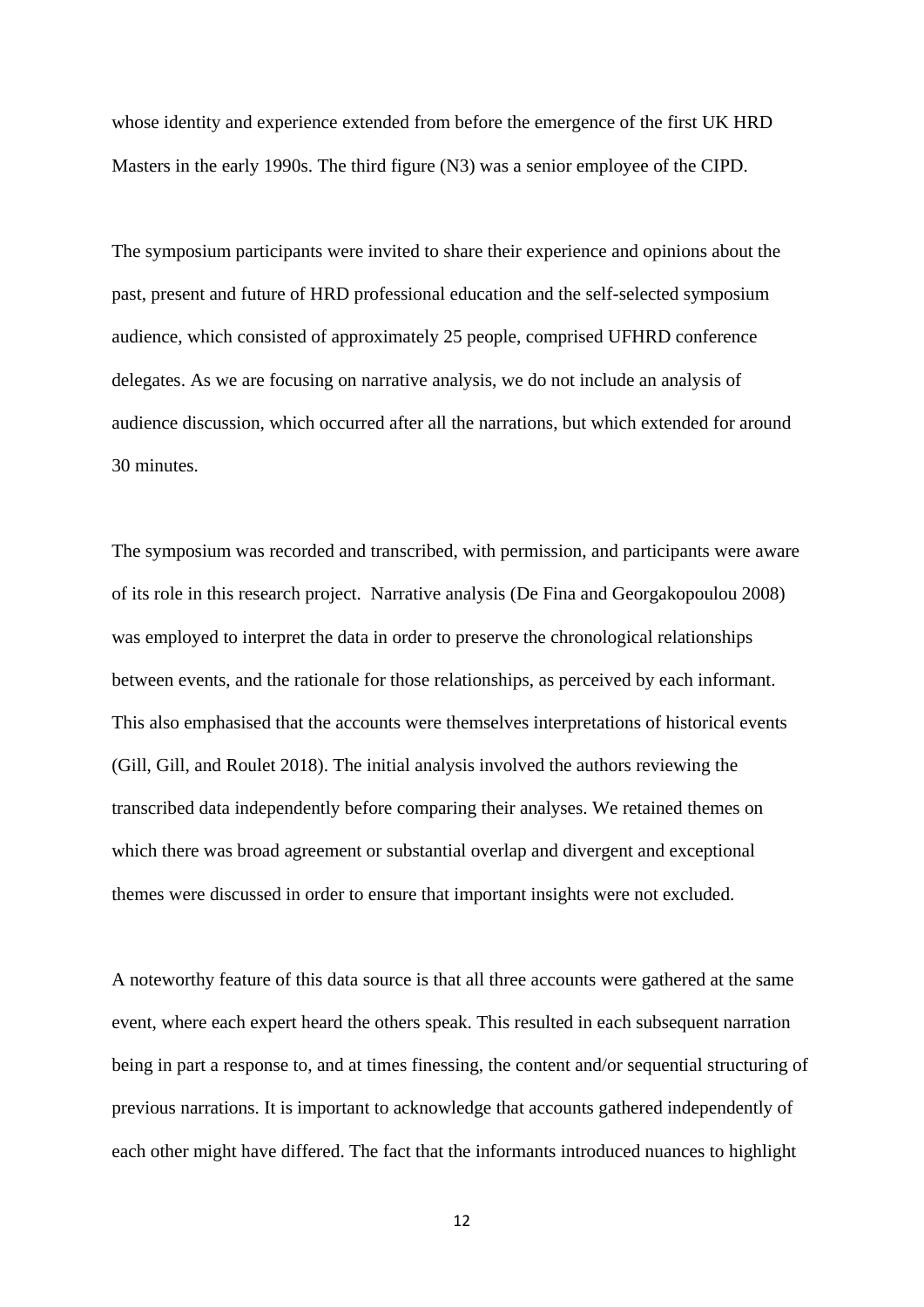whose identity and experience extended from before the emergence of the first UK HRD Masters in the early 1990s. The third figure (N3) was a senior employee of the CIPD.

The symposium participants were invited to share their experience and opinions about the past, present and future of HRD professional education and the self-selected symposium audience, which consisted of approximately 25 people, comprised UFHRD conference delegates. As we are focusing on narrative analysis, we do not include an analysis of audience discussion, which occurred after all the narrations, but which extended for around 30 minutes.

The symposium was recorded and transcribed, with permission, and participants were aware of its role in this research project. Narrative analysis (De Fina and Georgakopoulou 2008) was employed to interpret the data in order to preserve the chronological relationships between events, and the rationale for those relationships, as perceived by each informant. This also emphasised that the accounts were themselves interpretations of historical events (Gill, Gill, and Roulet 2018). The initial analysis involved the authors reviewing the transcribed data independently before comparing their analyses. We retained themes on which there was broad agreement or substantial overlap and divergent and exceptional themes were discussed in order to ensure that important insights were not excluded.

A noteworthy feature of this data source is that all three accounts were gathered at the same event, where each expert heard the others speak. This resulted in each subsequent narration being in part a response to, and at times finessing, the content and/or sequential structuring of previous narrations. It is important to acknowledge that accounts gathered independently of each other might have differed. The fact that the informants introduced nuances to highlight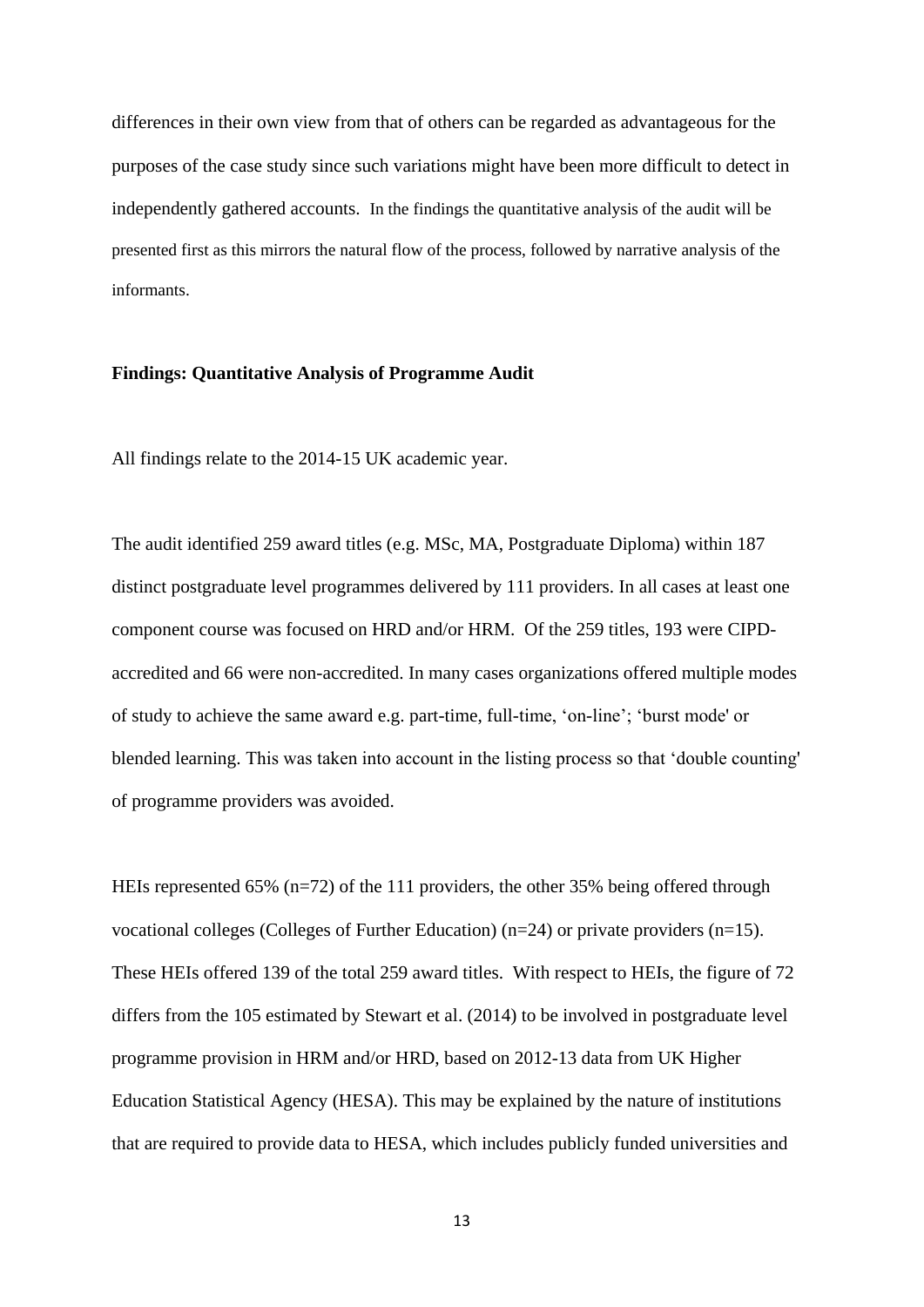differences in their own view from that of others can be regarded as advantageous for the purposes of the case study since such variations might have been more difficult to detect in independently gathered accounts. In the findings the quantitative analysis of the audit will be presented first as this mirrors the natural flow of the process, followed by narrative analysis of the informants.

**Findings: Quantitative Analysis of Programme Audit**

All findings relate to the 2014-15 UK academic year.

The audit identified 259 award titles (e.g. MSc, MA, Postgraduate Diploma) within 187 distinct postgraduate level programmes delivered by 111 providers. In all cases at least one component course was focused on HRD and/or HRM. Of the 259 titles, 193 were CIPD-accredited and 66 were non-accredited. In many cases organizations offered multiple modes of study to achieve the same award e.g. part-time, full-time, 'on-line'; 'burst mode' or blended learning. This was taken into account in the listing process so that 'double counting' of programme providers was avoided.

HEIs represented 65% (n=72) of the 111 providers, the other 35% being offered through vocational colleges (Colleges of Further Education) (n=24) or private providers (n=15). These HEIs offered 139 of the total 259 award titles. With respect to HEIs, the figure of 72 differs from the 105 estimated by Stewart et al. (2014) to be involved in postgraduate level programme provision in HRM and/or HRD, based on 2012-13 data from UK Higher Education Statistical Agency (HESA). This may be explained by the nature of institutions that are required to provide data to HESA, which includes publicly funded universities and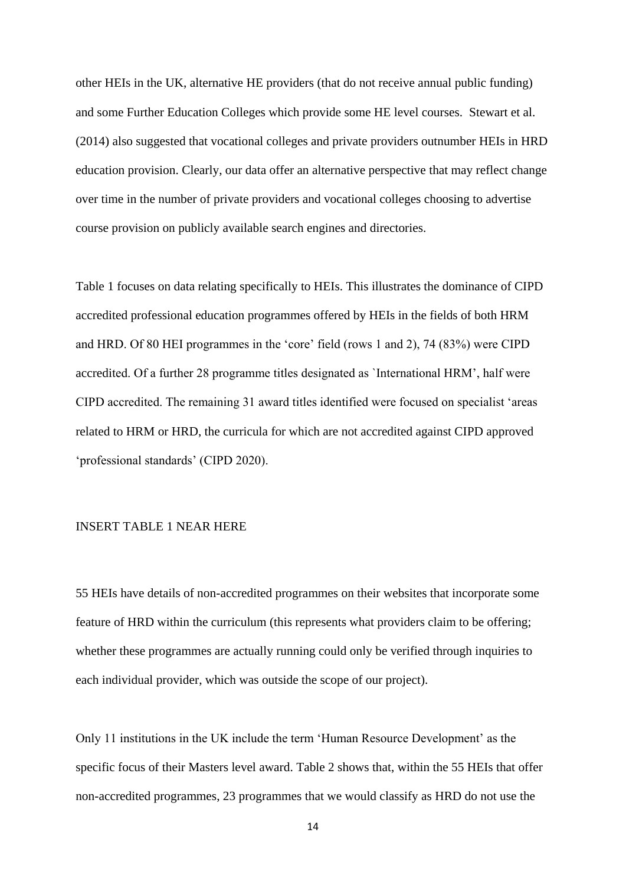other HEIs in the UK, alternative HE providers (that do not receive annual public funding) and some Further Education Colleges which provide some HE level courses. Stewart et al. (2014) also suggested that vocational colleges and private providers outnumber HEIs in HRD education provision. Clearly, our data offer an alternative perspective that may reflect change over time in the number of private providers and vocational colleges choosing to advertise course provision on publicly available search engines and directories.

Table 1 focuses on data relating specifically to HEIs. This illustrates the dominance of CIPD accredited professional education programmes offered by HEIs in the fields of both HRM and HRD. Of 80 HEI programmes in the 'core' field (rows 1 and 2), 74 (83%) were CIPD accredited. Of a further 28 programme titles designated as `International HRM', half were CIPD accredited. The remaining 31 award titles identified were focused on specialist 'areas related to HRM or HRD, the curricula for which are not accredited against CIPD approved 'professional standards' (CIPD 2020).

INSERT TABLE 1 NEAR HERE

55 HEIs have details of non-accredited programmes on their websites that incorporate some feature of HRD within the curriculum (this represents what providers claim to be offering; whether these programmes are actually running could only be verified through inquiries to each individual provider, which was outside the scope of our project).

Only 11 institutions in the UK include the term 'Human Resource Development' as the specific focus of their Masters level award. Table 2 shows that, within the 55 HEIs that offer non-accredited programmes, 23 programmes that we would classify as HRD do not use the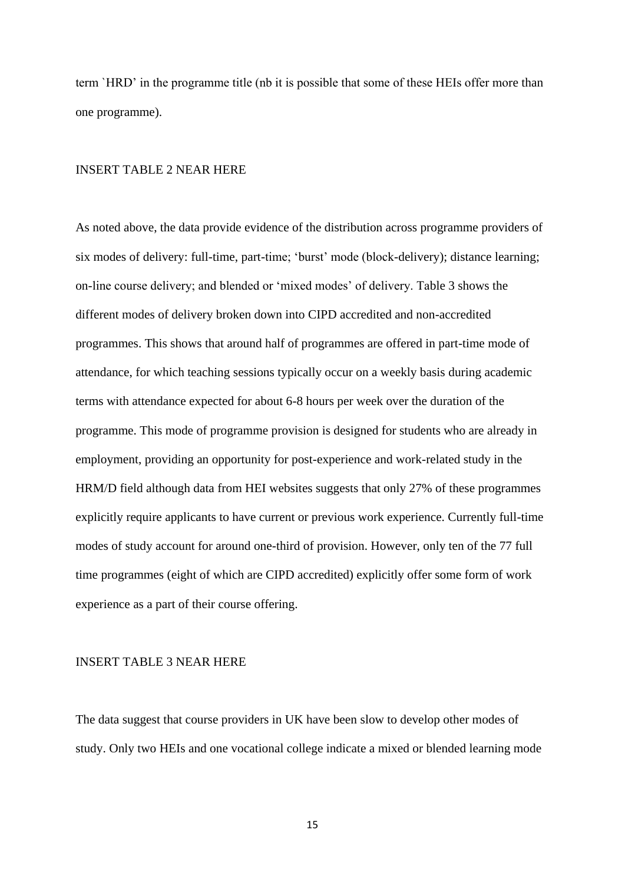term `HRD' in the programme title (nb it is possible that some of these HEIs offer more than one programme).

INSERT TABLE 2 NEAR HERE

As noted above, the data provide evidence of the distribution across programme providers of six modes of delivery: full-time, part-time; 'burst' mode (block-delivery); distance learning; on-line course delivery; and blended or 'mixed modes' of delivery. Table 3 shows the different modes of delivery broken down into CIPD accredited and non-accredited programmes. This shows that around half of programmes are offered in part-time mode of attendance, for which teaching sessions typically occur on a weekly basis during academic terms with attendance expected for about 6-8 hours per week over the duration of the programme. This mode of programme provision is designed for students who are already in employment, providing an opportunity for post-experience and work-related study in the HRM/D field although data from HEI websites suggests that only 27% of these programmes explicitly require applicants to have current or previous work experience. Currently full-time modes of study account for around one-third of provision. However, only ten of the 77 full time programmes (eight of which are CIPD accredited) explicitly offer some form of work experience as a part of their course offering.

INSERT TABLE 3 NEAR HERE

The data suggest that course providers in UK have been slow to develop other modes of study. Only two HEIs and one vocational college indicate a mixed or blended learning mode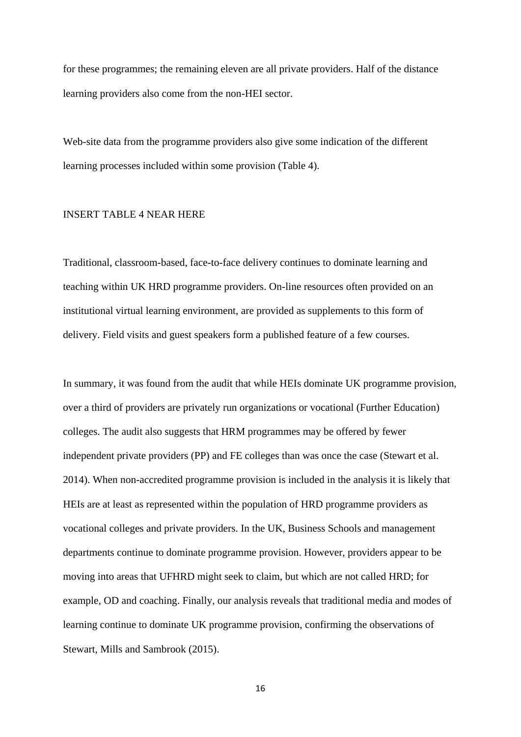for these programmes; the remaining eleven are all private providers. Half of the distance learning providers also come from the non-HEI sector.

Web-site data from the programme providers also give some indication of the different learning processes included within some provision (Table 4).

INSERT TABLE 4 NEAR HERE

Traditional, classroom-based, face-to-face delivery continues to dominate learning and teaching within UK HRD programme providers. On-line resources often provided on an institutional virtual learning environment, are provided as supplements to this form of delivery. Field visits and guest speakers form a published feature of a few courses.

In summary, it was found from the audit that while HEIs dominate UK programme provision, over a third of providers are privately run organizations or vocational (Further Education) colleges. The audit also suggests that HRM programmes may be offered by fewer independent private providers (PP) and FE colleges than was once the case (Stewart et al. 2014). When non-accredited programme provision is included in the analysis it is likely that HEIs are at least as represented within the population of HRD programme providers as vocational colleges and private providers. In the UK, Business Schools and management departments continue to dominate programme provision. However, providers appear to be moving into areas that UFHRD might seek to claim, but which are not called HRD; for example, OD and coaching. Finally, our analysis reveals that traditional media and modes of learning continue to dominate UK programme provision, confirming the observations of Stewart, Mills and Sambrook (2015).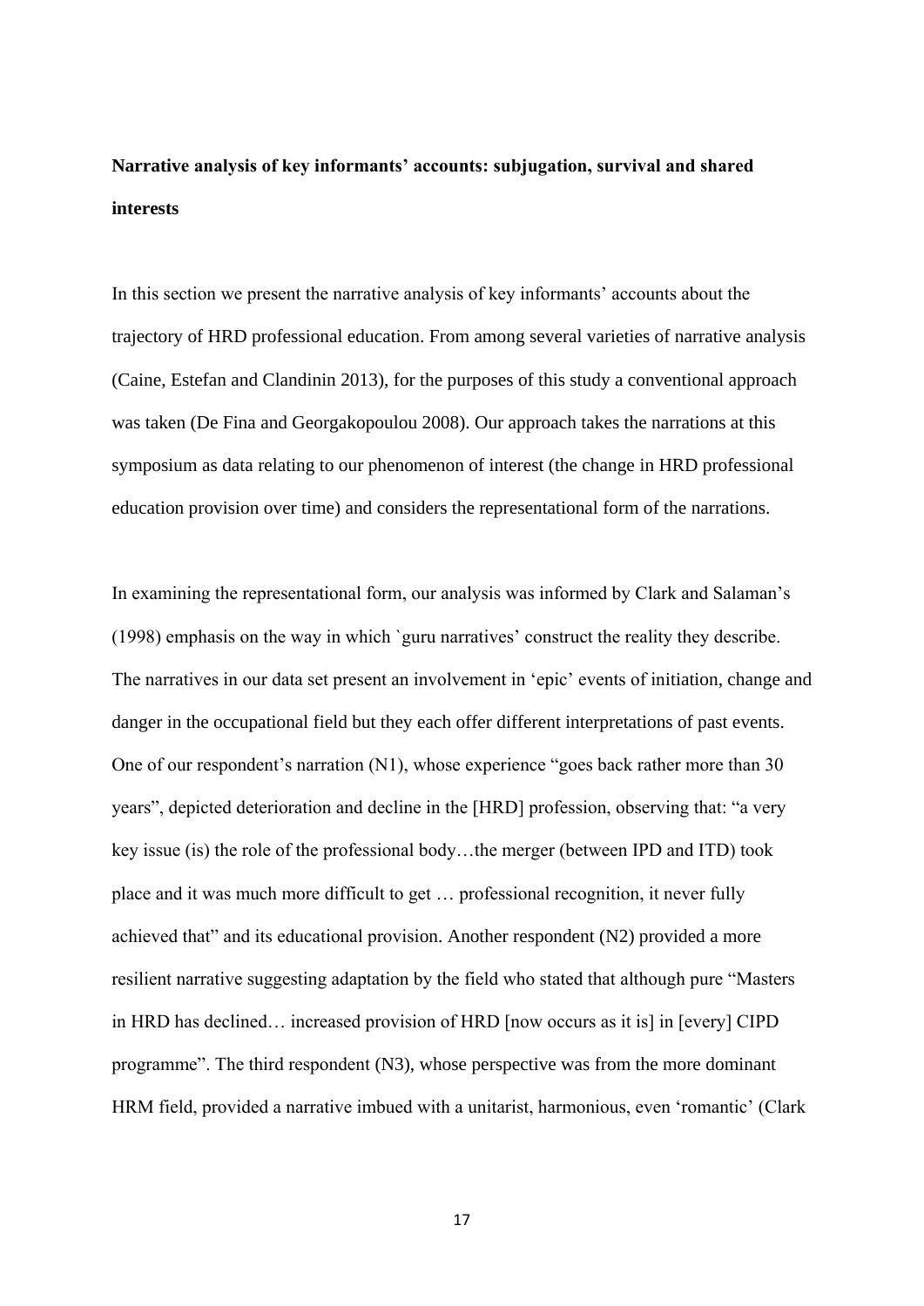**Narrative analysis of key informants' accounts: subjugation, survival and shared interests**

In this section we present the narrative analysis of key informants' accounts about the trajectory of HRD professional education. From among several varieties of narrative analysis (Caine, Estefan and Clandinin 2013), for the purposes of this study a conventional approach was taken (De Fina and Georgakopoulou 2008). Our approach takes the narrations at this symposium as data relating to our phenomenon of interest (the change in HRD professional education provision over time) and considers the representational form of the narrations.

In examining the representational form, our analysis was informed by Clark and Salaman's (1998) emphasis on the way in which `guru narratives' construct the reality they describe. The narratives in our data set present an involvement in 'epic' events of initiation, change and danger in the occupational field but they each offer different interpretations of past events. One of our respondent's narration (N1), whose experience "goes back rather more than 30 years", depicted deterioration and decline in the [HRD] profession, observing that: "a very key issue (is) the role of the professional body…the merger (between IPD and ITD) took place and it was much more difficult to get … professional recognition, it never fully achieved that" and its educational provision. Another respondent (N2) provided a more resilient narrative suggesting adaptation by the field who stated that although pure "Masters in HRD has declined… increased provision of HRD [now occurs as it is] in [every] CIPD programme". The third respondent (N3), whose perspective was from the more dominant HRM field, provided a narrative imbued with a unitarist, harmonious, even 'romantic' (Clark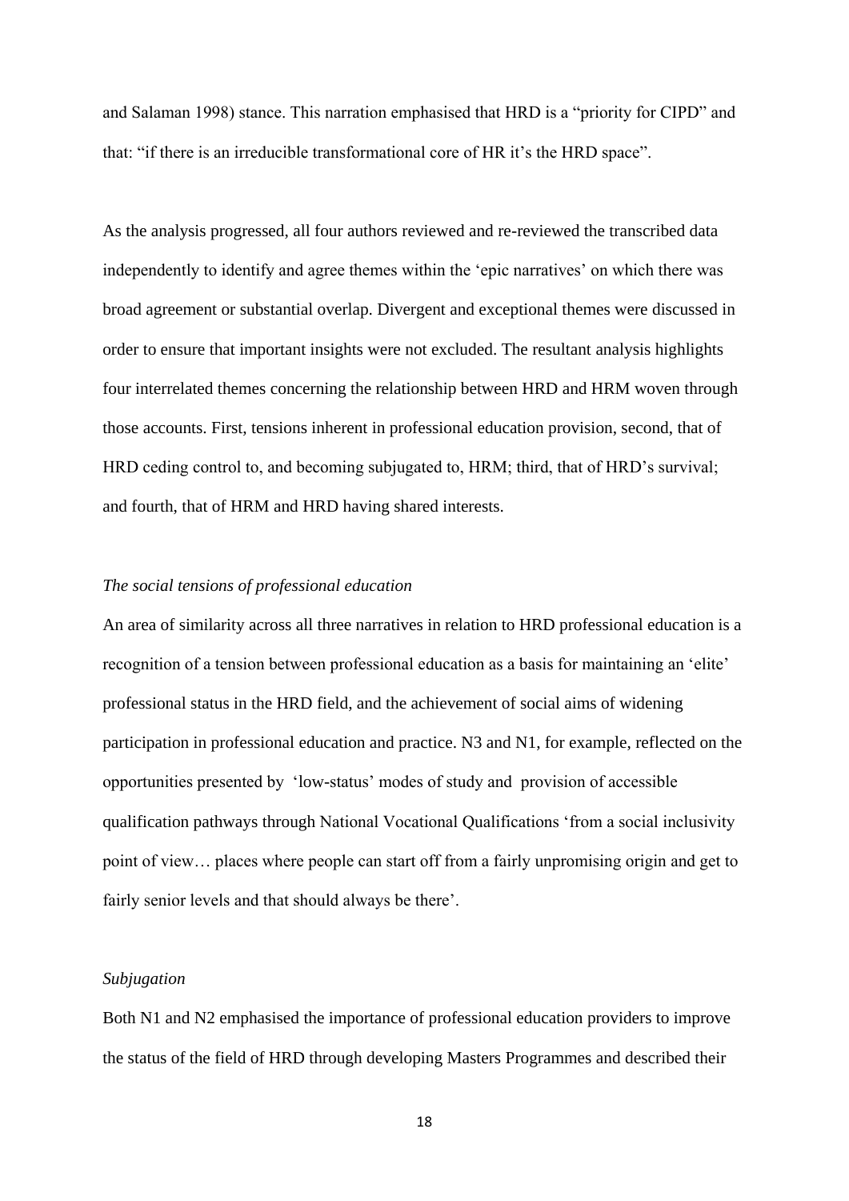and Salaman 1998) stance. This narration emphasised that HRD is a "priority for CIPD" and that: "if there is an irreducible transformational core of HR it's the HRD space".

As the analysis progressed, all four authors reviewed and re-reviewed the transcribed data independently to identify and agree themes within the 'epic narratives' on which there was broad agreement or substantial overlap. Divergent and exceptional themes were discussed in order to ensure that important insights were not excluded. The resultant analysis highlights four interrelated themes concerning the relationship between HRD and HRM woven through those accounts. First, tensions inherent in professional education provision, second, that of HRD ceding control to, and becoming subjugated to, HRM; third, that of HRD's survival; and fourth, that of HRM and HRD having shared interests.

*The social tensions of professional education*

An area of similarity across all three narratives in relation to HRD professional education is a recognition of a tension between professional education as a basis for maintaining an 'elite' professional status in the HRD field, and the achievement of social aims of widening participation in professional education and practice. N3 and N1, for example, reflected on the opportunities presented by 'low-status' modes of study and provision of accessible qualification pathways through National Vocational Qualifications 'from a social inclusivity point of view… places where people can start off from a fairly unpromising origin and get to fairly senior levels and that should always be there'.

*Subjugation*

Both N1 and N2 emphasised the importance of professional education providers to improve the status of the field of HRD through developing Masters Programmes and described their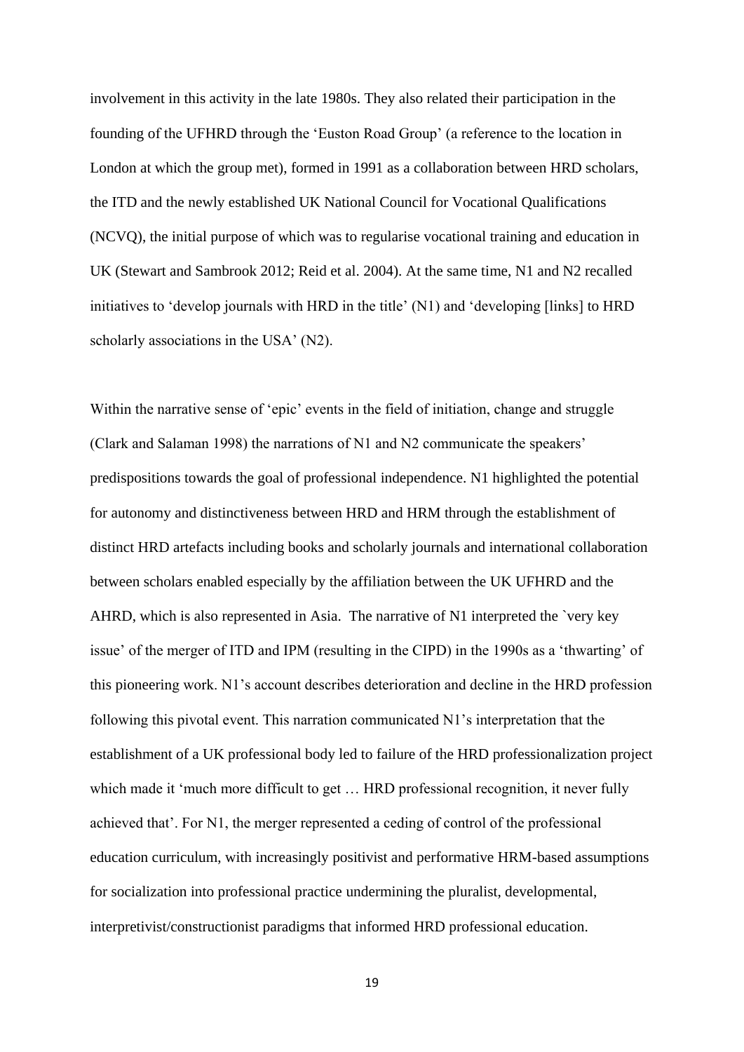involvement in this activity in the late 1980s. They also related their participation in the founding of the UFHRD through the 'Euston Road Group' (a reference to the location in London at which the group met), formed in 1991 as a collaboration between HRD scholars, the ITD and the newly established UK National Council for Vocational Qualifications (NCVQ), the initial purpose of which was to regularise vocational training and education in UK (Stewart and Sambrook 2012; Reid et al. 2004). At the same time, N1 and N2 recalled initiatives to 'develop journals with HRD in the title' (N1) and 'developing [links] to HRD scholarly associations in the USA' (N2).

Within the narrative sense of 'epic' events in the field of initiation, change and struggle (Clark and Salaman 1998) the narrations of N1 and N2 communicate the speakers' predispositions towards the goal of professional independence. N1 highlighted the potential for autonomy and distinctiveness between HRD and HRM through the establishment of distinct HRD artefacts including books and scholarly journals and international collaboration between scholars enabled especially by the affiliation between the UK UFHRD and the AHRD, which is also represented in Asia. The narrative of N1 interpreted the `very key issue' of the merger of ITD and IPM (resulting in the CIPD) in the 1990s as a 'thwarting' of this pioneering work. N1's account describes deterioration and decline in the HRD profession following this pivotal event. This narration communicated N1's interpretation that the establishment of a UK professional body led to failure of the HRD professionalization project which made it 'much more difficult to get … HRD professional recognition, it never fully achieved that'. For N1, the merger represented a ceding of control of the professional education curriculum, with increasingly positivist and performative HRM-based assumptions for socialization into professional practice undermining the pluralist, developmental, interpretivist/constructionist paradigms that informed HRD professional education.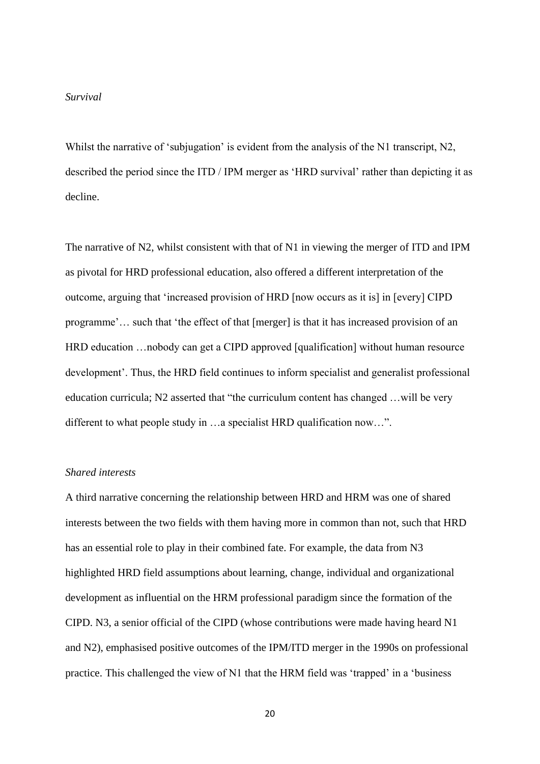*Survival*

Whilst the narrative of 'subjugation' is evident from the analysis of the N1 transcript, N2, described the period since the ITD / IPM merger as 'HRD survival' rather than depicting it as decline.

The narrative of N2, whilst consistent with that of N1 in viewing the merger of ITD and IPM as pivotal for HRD professional education, also offered a different interpretation of the outcome, arguing that 'increased provision of HRD [now occurs as it is] in [every] CIPD programme'… such that 'the effect of that [merger] is that it has increased provision of an HRD education …nobody can get a CIPD approved [qualification] without human resource development'. Thus, the HRD field continues to inform specialist and generalist professional education curricula; N2 asserted that "the curriculum content has changed …will be very different to what people study in …a specialist HRD qualification now…".

*Shared interests*

A third narrative concerning the relationship between HRD and HRM was one of shared interests between the two fields with them having more in common than not, such that HRD has an essential role to play in their combined fate. For example, the data from N3 highlighted HRD field assumptions about learning, change, individual and organizational development as influential on the HRM professional paradigm since the formation of the CIPD. N3, a senior official of the CIPD (whose contributions were made having heard N1 and N2), emphasised positive outcomes of the IPM/ITD merger in the 1990s on professional practice. This challenged the view of N1 that the HRM field was 'trapped' in a 'business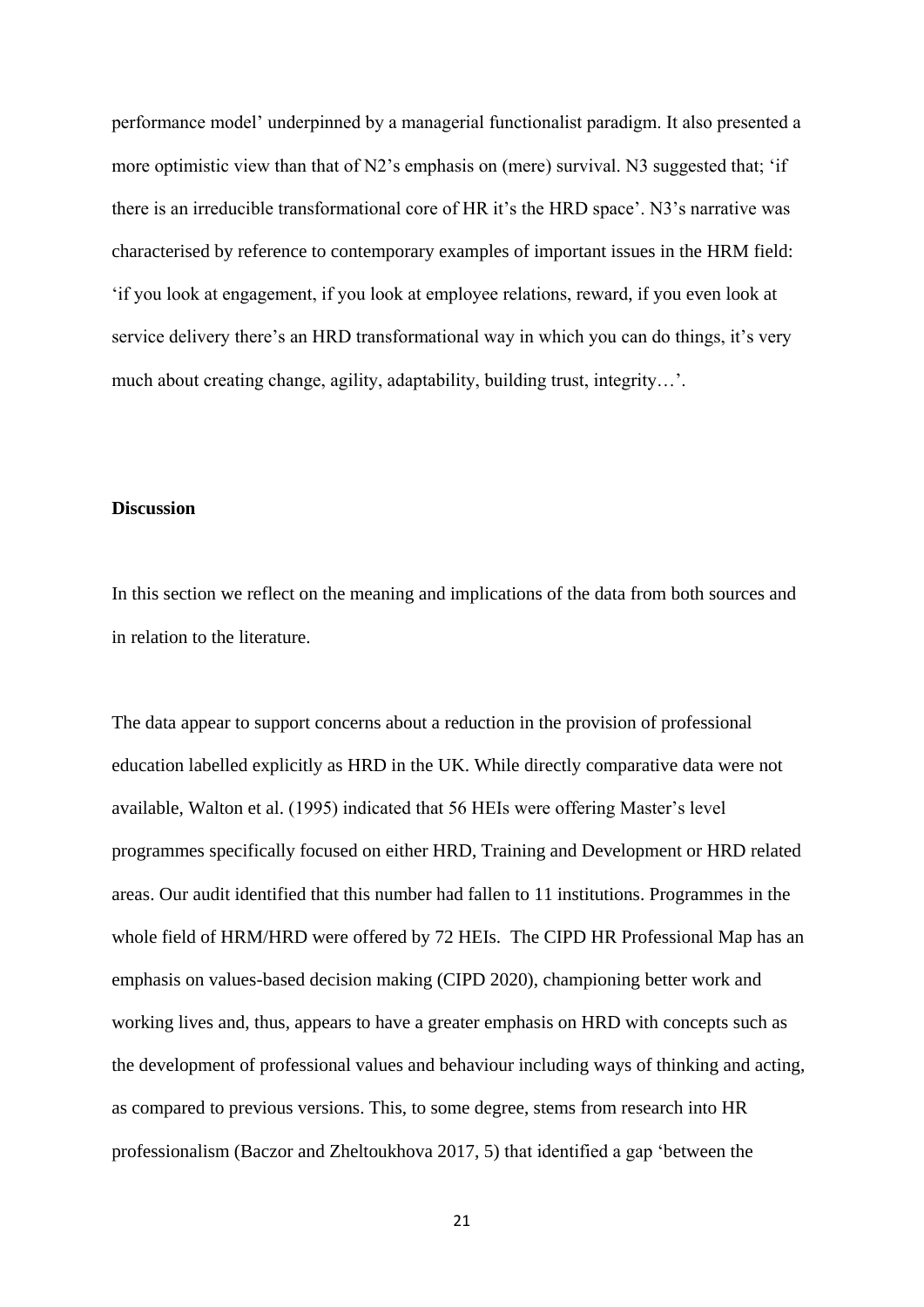performance model' underpinned by a managerial functionalist paradigm. It also presented a more optimistic view than that of N2's emphasis on (mere) survival. N3 suggested that; 'if there is an irreducible transformational core of HR it's the HRD space'. N3's narrative was characterised by reference to contemporary examples of important issues in the HRM field: 'if you look at engagement, if you look at employee relations, reward, if you even look at service delivery there's an HRD transformational way in which you can do things, it's very much about creating change, agility, adaptability, building trust, integrity…'.

## Discussion

In this section we reflect on the meaning and implications of the data from both sources and in relation to the literature.

The data appear to support concerns about a reduction in the provision of professional education labelled explicitly as HRD in the UK. While directly comparative data were not available, Walton et al. (1995) indicated that 56 HEIs were offering Master's level programmes specifically focused on either HRD, Training and Development or HRD related areas. Our audit identified that this number had fallen to 11 institutions. Programmes in the whole field of HRM/HRD were offered by 72 HEIs. The CIPD HR Professional Map has an emphasis on values-based decision making (CIPD 2020), championing better work and working lives and, thus, appears to have a greater emphasis on HRD with concepts such as the development of professional values and behaviour including ways of thinking and acting, as compared to previous versions. This, to some degree, stems from research into HR professionalism (Baczor and Zheltoukhova 2017, 5) that identified a gap 'between the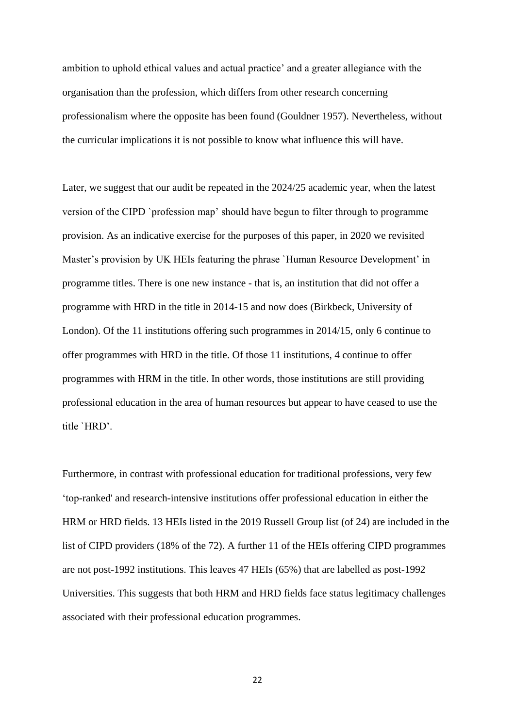ambition to uphold ethical values and actual practice' and a greater allegiance with the organisation than the profession, which differs from other research concerning professionalism where the opposite has been found (Gouldner 1957). Nevertheless, without the curricular implications it is not possible to know what influence this will have.

Later, we suggest that our audit be repeated in the 2024/25 academic year, when the latest version of the CIPD `profession map' should have begun to filter through to programme provision. As an indicative exercise for the purposes of this paper, in 2020 we revisited Master's provision by UK HEIs featuring the phrase `Human Resource Development' in programme titles. There is one new instance - that is, an institution that did not offer a programme with HRD in the title in 2014-15 and now does (Birkbeck, University of London). Of the 11 institutions offering such programmes in 2014/15, only 6 continue to offer programmes with HRD in the title. Of those 11 institutions, 4 continue to offer programmes with HRM in the title. In other words, those institutions are still providing professional education in the area of human resources but appear to have ceased to use the title `HRD'.

Furthermore, in contrast with professional education for traditional professions, very few 'top-ranked' and research-intensive institutions offer professional education in either the HRM or HRD fields. 13 HEIs listed in the 2019 Russell Group list (of 24) are included in the list of CIPD providers (18% of the 72). A further 11 of the HEIs offering CIPD programmes are not post-1992 institutions. This leaves 47 HEIs (65%) that are labelled as post-1992 Universities. This suggests that both HRM and HRD fields face status legitimacy challenges associated with their professional education programmes.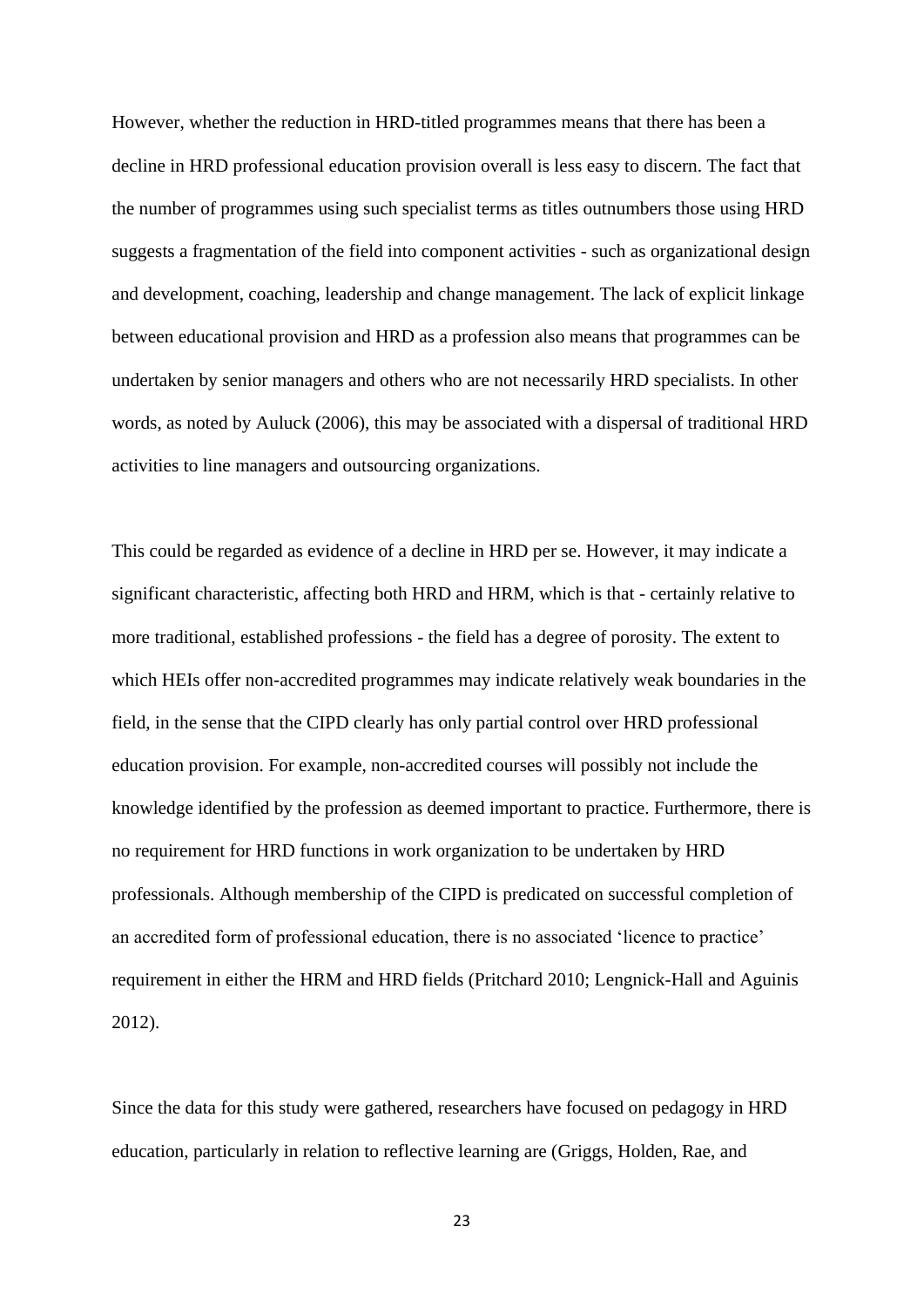However, whether the reduction in HRD-titled programmes means that there has been a decline in HRD professional education provision overall is less easy to discern. The fact that the number of programmes using such specialist terms as titles outnumbers those using HRD suggests a fragmentation of the field into component activities - such as organizational design and development, coaching, leadership and change management. The lack of explicit linkage between educational provision and HRD as a profession also means that programmes can be undertaken by senior managers and others who are not necessarily HRD specialists. In other words, as noted by Auluck (2006), this may be associated with a dispersal of traditional HRD activities to line managers and outsourcing organizations.

This could be regarded as evidence of a decline in HRD per se. However, it may indicate a significant characteristic, affecting both HRD and HRM, which is that - certainly relative to more traditional, established professions - the field has a degree of porosity. The extent to which HEIs offer non-accredited programmes may indicate relatively weak boundaries in the field, in the sense that the CIPD clearly has only partial control over HRD professional education provision. For example, non-accredited courses will possibly not include the knowledge identified by the profession as deemed important to practice. Furthermore, there is no requirement for HRD functions in work organization to be undertaken by HRD professionals. Although membership of the CIPD is predicated on successful completion of an accredited form of professional education, there is no associated 'licence to practice' requirement in either the HRM and HRD fields (Pritchard 2010; Lengnick-Hall and Aguinis 2012).

Since the data for this study were gathered, researchers have focused on pedagogy in HRD education, particularly in relation to reflective learning are (Griggs, Holden, Rae, and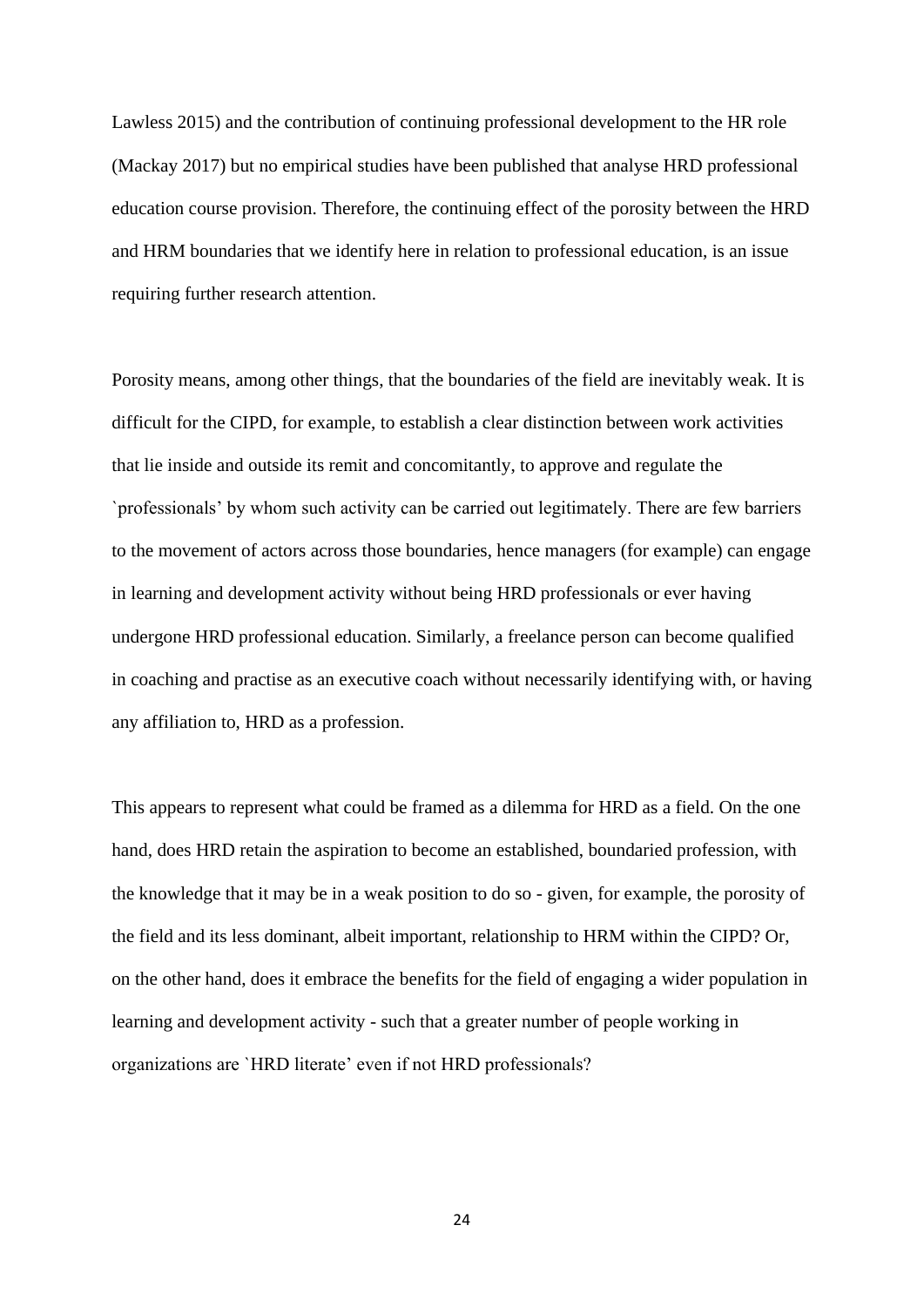Lawless 2015) and the contribution of continuing professional development to the HR role (Mackay 2017) but no empirical studies have been published that analyse HRD professional education course provision. Therefore, the continuing effect of the porosity between the HRD and HRM boundaries that we identify here in relation to professional education, is an issue requiring further research attention.

Porosity means, among other things, that the boundaries of the field are inevitably weak. It is difficult for the CIPD, for example, to establish a clear distinction between work activities that lie inside and outside its remit and concomitantly, to approve and regulate the `professionals' by whom such activity can be carried out legitimately. There are few barriers to the movement of actors across those boundaries, hence managers (for example) can engage in learning and development activity without being HRD professionals or ever having undergone HRD professional education. Similarly, a freelance person can become qualified in coaching and practise as an executive coach without necessarily identifying with, or having any affiliation to, HRD as a profession.

This appears to represent what could be framed as a dilemma for HRD as a field. On the one hand, does HRD retain the aspiration to become an established, boundaried profession, with the knowledge that it may be in a weak position to do so - given, for example, the porosity of the field and its less dominant, albeit important, relationship to HRM within the CIPD? Or, on the other hand, does it embrace the benefits for the field of engaging a wider population in learning and development activity - such that a greater number of people working in organizations are `HRD literate' even if not HRD professionals?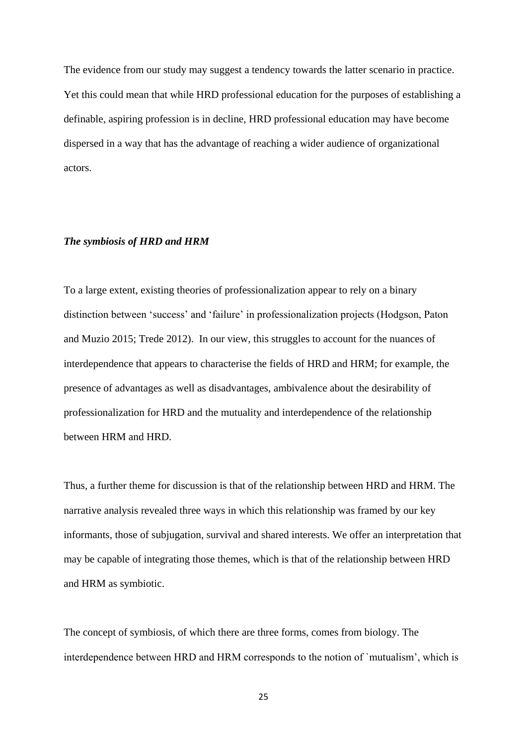The evidence from our study may suggest a tendency towards the latter scenario in practice. Yet this could mean that while HRD professional education for the purposes of establishing a definable, aspiring profession is in decline, HRD professional education may have become dispersed in a way that has the advantage of reaching a wider audience of organizational actors.

### *The symbiosis of HRD and HRM*

To a large extent, existing theories of professionalization appear to rely on a binary distinction between 'success' and 'failure' in professionalization projects (Hodgson, Paton and Muzio 2015; Trede 2012). In our view, this struggles to account for the nuances of interdependence that appears to characterise the fields of HRD and HRM; for example, the presence of advantages as well as disadvantages, ambivalence about the desirability of professionalization for HRD and the mutuality and interdependence of the relationship between HRM and HRD.

Thus, a further theme for discussion is that of the relationship between HRD and HRM. The narrative analysis revealed three ways in which this relationship was framed by our key informants, those of subjugation, survival and shared interests. We offer an interpretation that may be capable of integrating those themes, which is that of the relationship between HRD and HRM as symbiotic.

The concept of symbiosis, of which there are three forms, comes from biology. The interdependence between HRD and HRM corresponds to the notion of `mutualism', which is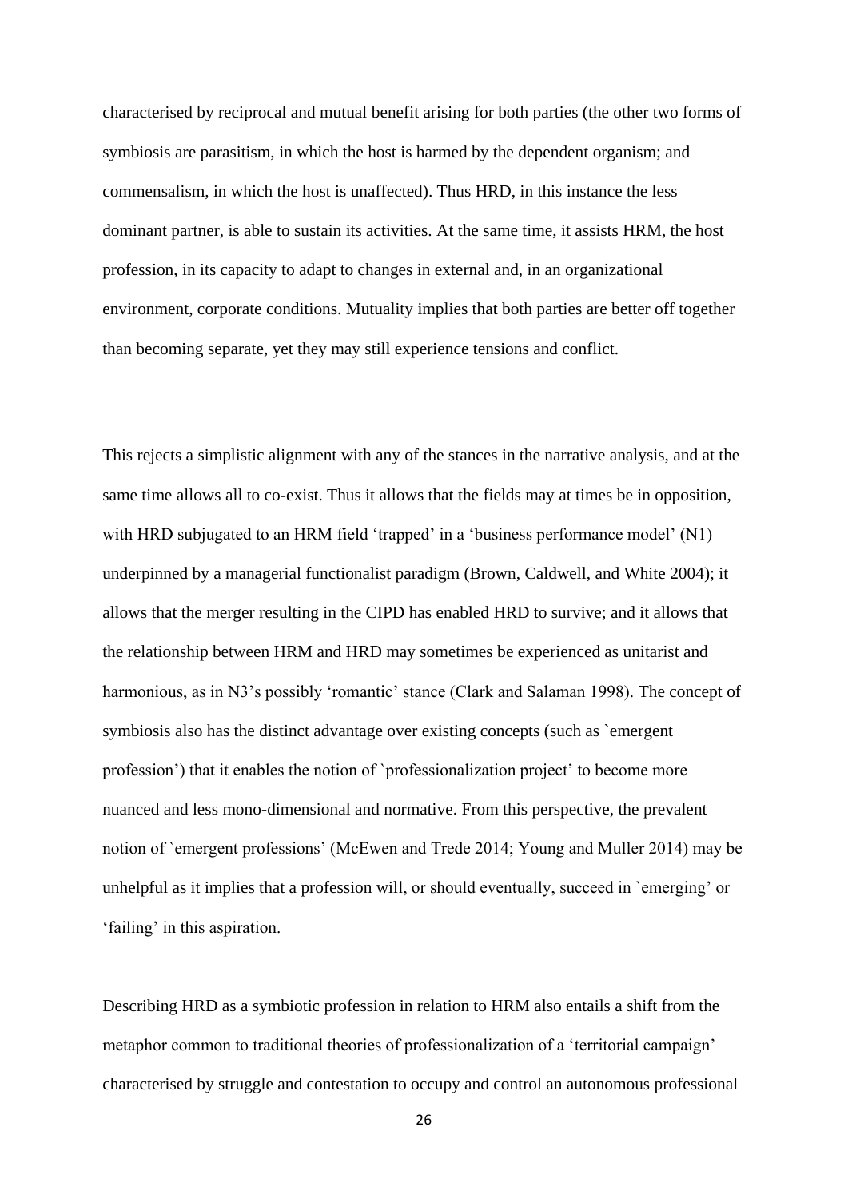characterised by reciprocal and mutual benefit arising for both parties (the other two forms of symbiosis are parasitism, in which the host is harmed by the dependent organism; and commensalism, in which the host is unaffected). Thus HRD, in this instance the less dominant partner, is able to sustain its activities. At the same time, it assists HRM, the host profession, in its capacity to adapt to changes in external and, in an organizational environment, corporate conditions. Mutuality implies that both parties are better off together than becoming separate, yet they may still experience tensions and conflict.

This rejects a simplistic alignment with any of the stances in the narrative analysis, and at the same time allows all to co-exist. Thus it allows that the fields may at times be in opposition, with HRD subjugated to an HRM field 'trapped' in a 'business performance model' (N1) underpinned by a managerial functionalist paradigm (Brown, Caldwell, and White 2004); it allows that the merger resulting in the CIPD has enabled HRD to survive; and it allows that the relationship between HRM and HRD may sometimes be experienced as unitarist and harmonious, as in N3's possibly 'romantic' stance (Clark and Salaman 1998). The concept of symbiosis also has the distinct advantage over existing concepts (such as `emergent profession') that it enables the notion of `professionalization project' to become more nuanced and less mono-dimensional and normative. From this perspective, the prevalent notion of `emergent professions' (McEwen and Trede 2014; Young and Muller 2014) may be unhelpful as it implies that a profession will, or should eventually, succeed in `emerging' or 'failing' in this aspiration.

Describing HRD as a symbiotic profession in relation to HRM also entails a shift from the metaphor common to traditional theories of professionalization of a 'territorial campaign' characterised by struggle and contestation to occupy and control an autonomous professional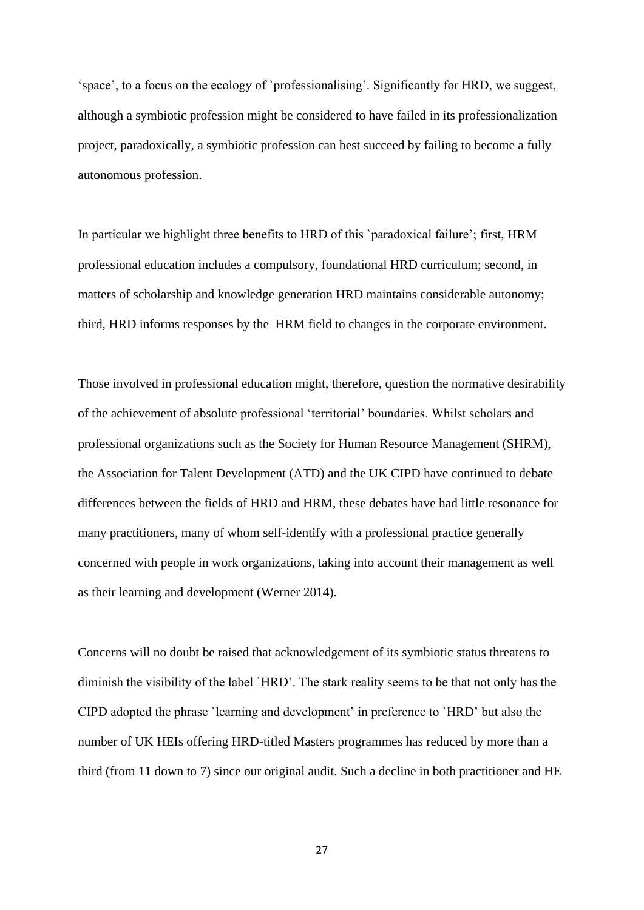'space', to a focus on the ecology of `professionalising'. Significantly for HRD, we suggest, although a symbiotic profession might be considered to have failed in its professionalization project, paradoxically, a symbiotic profession can best succeed by failing to become a fully autonomous profession.

In particular we highlight three benefits to HRD of this `paradoxical failure'; first, HRM professional education includes a compulsory, foundational HRD curriculum; second, in matters of scholarship and knowledge generation HRD maintains considerable autonomy; third, HRD informs responses by the HRM field to changes in the corporate environment.

Those involved in professional education might, therefore, question the normative desirability of the achievement of absolute professional 'territorial' boundaries. Whilst scholars and professional organizations such as the Society for Human Resource Management (SHRM), the Association for Talent Development (ATD) and the UK CIPD have continued to debate differences between the fields of HRD and HRM, these debates have had little resonance for many practitioners, many of whom self-identify with a professional practice generally concerned with people in work organizations, taking into account their management as well as their learning and development (Werner 2014).

Concerns will no doubt be raised that acknowledgement of its symbiotic status threatens to diminish the visibility of the label `HRD'. The stark reality seems to be that not only has the CIPD adopted the phrase `learning and development' in preference to `HRD' but also the number of UK HEIs offering HRD-titled Masters programmes has reduced by more than a third (from 11 down to 7) since our original audit. Such a decline in both practitioner and HE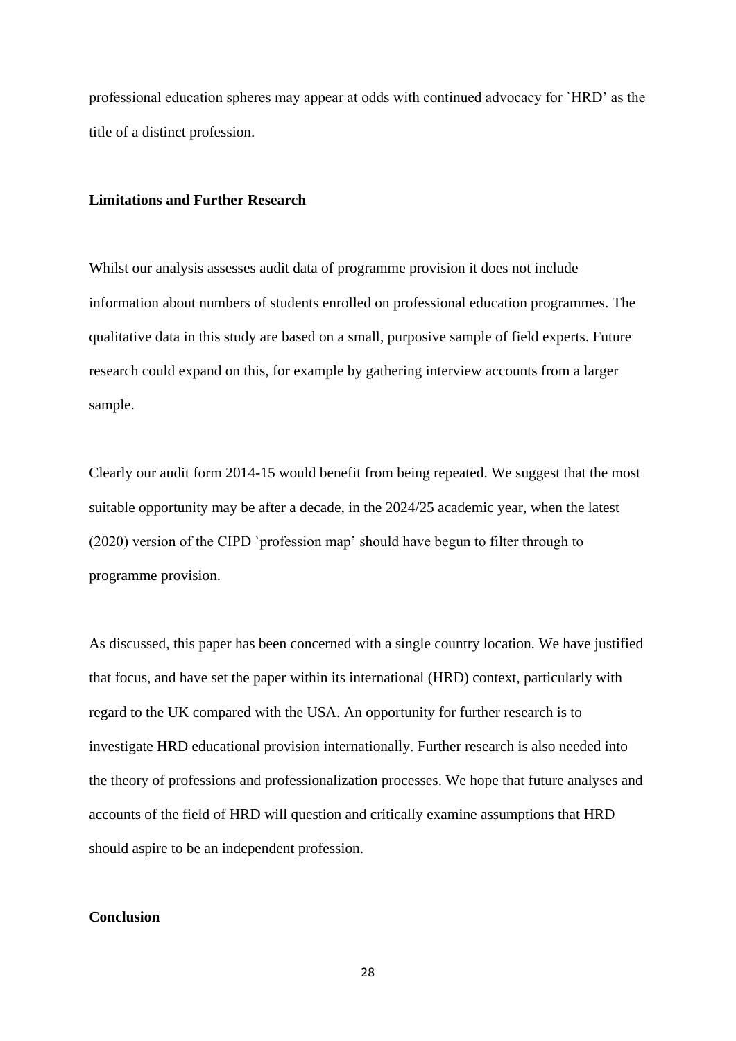professional education spheres may appear at odds with continued advocacy for `HRD' as the title of a distinct profession.

**Limitations and Further Research**

Whilst our analysis assesses audit data of programme provision it does not include information about numbers of students enrolled on professional education programmes. The qualitative data in this study are based on a small, purposive sample of field experts. Future research could expand on this, for example by gathering interview accounts from a larger sample.

Clearly our audit form 2014-15 would benefit from being repeated. We suggest that the most suitable opportunity may be after a decade, in the 2024/25 academic year, when the latest (2020) version of the CIPD `profession map' should have begun to filter through to programme provision.

As discussed, this paper has been concerned with a single country location. We have justified that focus, and have set the paper within its international (HRD) context, particularly with regard to the UK compared with the USA. An opportunity for further research is to investigate HRD educational provision internationally. Further research is also needed into the theory of professions and professionalization processes. We hope that future analyses and accounts of the field of HRD will question and critically examine assumptions that HRD should aspire to be an independent profession.

**Conclusion**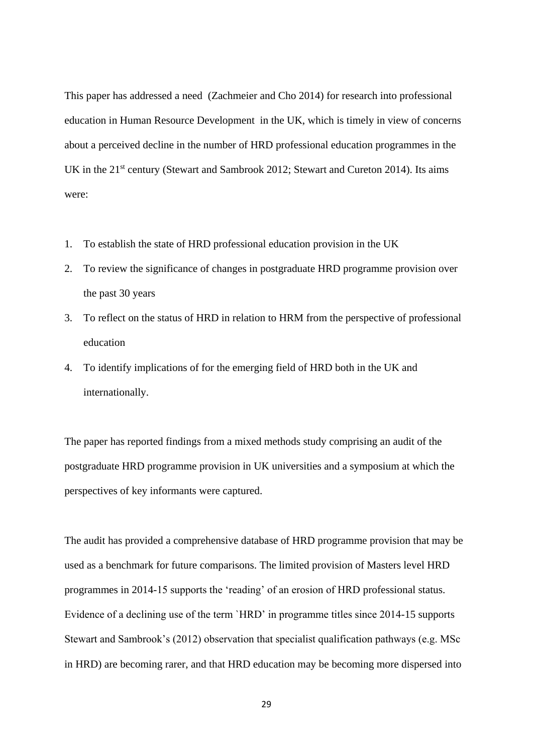This paper has addressed a need (Zachmeier and Cho 2014) for research into professional education in Human Resource Development in the UK, which is timely in view of concerns about a perceived decline in the number of HRD professional education programmes in the UK in the 21st century (Stewart and Sambrook 2012; Stewart and Cureton 2014). Its aims were:

1. To establish the state of HRD professional education provision in the UK
2. To review the significance of changes in postgraduate HRD programme provision over the past 30 years
3. To reflect on the status of HRD in relation to HRM from the perspective of professional education
4. To identify implications of for the emerging field of HRD both in the UK and internationally.

The paper has reported findings from a mixed methods study comprising an audit of the postgraduate HRD programme provision in UK universities and a symposium at which the perspectives of key informants were captured.

The audit has provided a comprehensive database of HRD programme provision that may be used as a benchmark for future comparisons. The limited provision of Masters level HRD programmes in 2014-15 supports the 'reading' of an erosion of HRD professional status. Evidence of a declining use of the term `HRD' in programme titles since 2014-15 supports Stewart and Sambrook's (2012) observation that specialist qualification pathways (e.g. MSc in HRD) are becoming rarer, and that HRD education may be becoming more dispersed into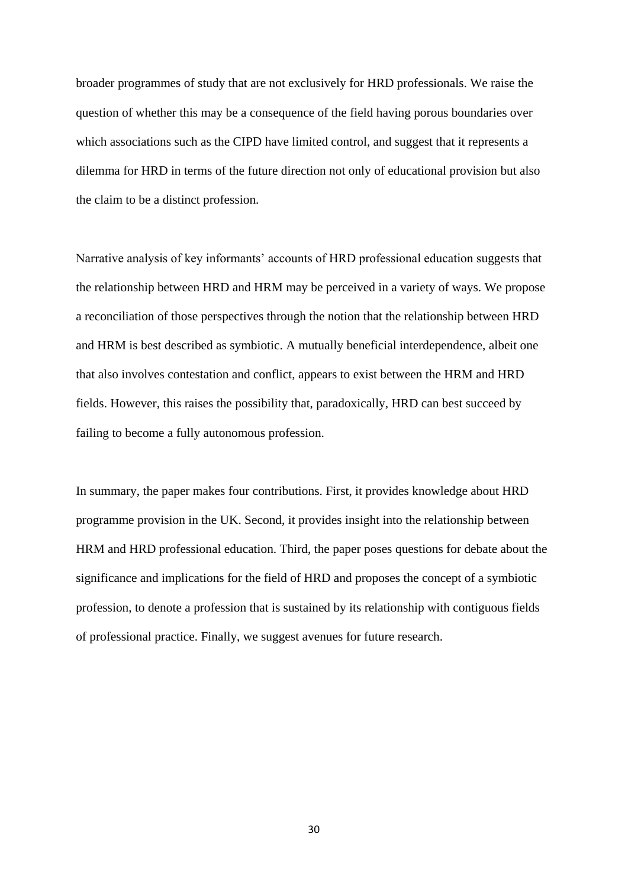broader programmes of study that are not exclusively for HRD professionals. We raise the question of whether this may be a consequence of the field having porous boundaries over which associations such as the CIPD have limited control, and suggest that it represents a dilemma for HRD in terms of the future direction not only of educational provision but also the claim to be a distinct profession.

Narrative analysis of key informants' accounts of HRD professional education suggests that the relationship between HRD and HRM may be perceived in a variety of ways. We propose a reconciliation of those perspectives through the notion that the relationship between HRD and HRM is best described as symbiotic. A mutually beneficial interdependence, albeit one that also involves contestation and conflict, appears to exist between the HRM and HRD fields. However, this raises the possibility that, paradoxically, HRD can best succeed by failing to become a fully autonomous profession.

In summary, the paper makes four contributions. First, it provides knowledge about HRD programme provision in the UK. Second, it provides insight into the relationship between HRM and HRD professional education. Third, the paper poses questions for debate about the significance and implications for the field of HRD and proposes the concept of a symbiotic profession, to denote a profession that is sustained by its relationship with contiguous fields of professional practice. Finally, we suggest avenues for future research.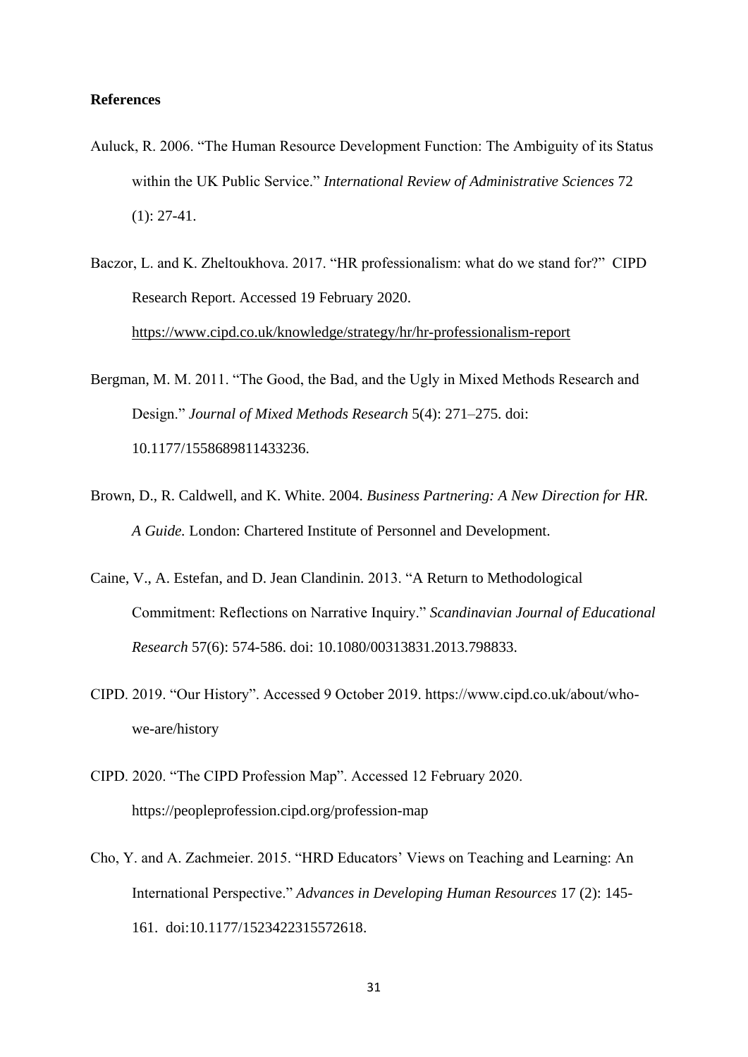**References**

Auluck, R. 2006. "The Human Resource Development Function: The Ambiguity of its Status within the UK Public Service." *International Review of Administrative Sciences* 72 (1): 27-41.

Baczor, L. and K. Zheltoukhova. 2017. "HR professionalism: what do we stand for?" CIPD Research Report. Accessed 19 February 2020. https://www.cipd.co.uk/knowledge/strategy/hr/hr-professionalism-report

Bergman, M. M. 2011. "The Good, the Bad, and the Ugly in Mixed Methods Research and Design." *Journal of Mixed Methods Research* 5(4): 271–275. doi: 10.1177/1558689811433236.

Brown, D., R. Caldwell, and K. White. 2004. *Business Partnering: A New Direction for HR. A Guide.* London: Chartered Institute of Personnel and Development.

Caine, V., A. Estefan, and D. Jean Clandinin. 2013. "A Return to Methodological Commitment: Reflections on Narrative Inquiry." *Scandinavian Journal of Educational Research* 57(6): 574-586. doi: 10.1080/00313831.2013.798833.

CIPD. 2019. "Our History". Accessed 9 October 2019. https://www.cipd.co.uk/about/who-we-are/history

CIPD. 2020. "The CIPD Profession Map". Accessed 12 February 2020. https://peopleprofession.cipd.org/profession-map

Cho, Y. and A. Zachmeier. 2015. "HRD Educators' Views on Teaching and Learning: An International Perspective." *Advances in Developing Human Resources* 17 (2): 145-161. doi:10.1177/1523422315572618.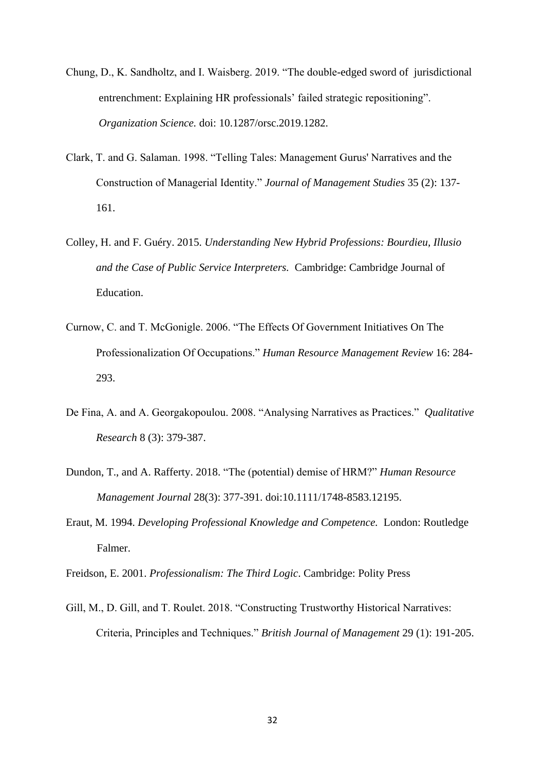Chung, D., K. Sandholtz, and I. Waisberg. 2019. "The double-edged sword of jurisdictional entrenchment: Explaining HR professionals' failed strategic repositioning". *Organization Science.* doi: 10.1287/orsc.2019.1282.

Clark, T. and G. Salaman. 1998. "Telling Tales: Management Gurus' Narratives and the Construction of Managerial Identity." *Journal of Management Studies* 35 (2): 137-161.

Colley, H. and F. Guéry. 2015. *Understanding New Hybrid Professions: Bourdieu, Illusio and the Case of Public Service Interpreters.* Cambridge: Cambridge Journal of Education.

Curnow, C. and T. McGonigle. 2006. "The Effects Of Government Initiatives On The Professionalization Of Occupations." *Human Resource Management Review* 16: 284-293.

De Fina, A. and A. Georgakopoulou. 2008. "Analysing Narratives as Practices." *Qualitative Research* 8 (3): 379-387.

Dundon, T., and A. Rafferty. 2018. "The (potential) demise of HRM?" *Human Resource Management Journal* 28(3): 377-391. doi:10.1111/1748-8583.12195.

Eraut, M. 1994. *Developing Professional Knowledge and Competence.* London: Routledge Falmer.

Freidson, E. 2001. *Professionalism: The Third Logic*. Cambridge: Polity Press

Gill, M., D. Gill, and T. Roulet. 2018. "Constructing Trustworthy Historical Narratives: Criteria, Principles and Techniques." *British Journal of Management* 29 (1): 191-205.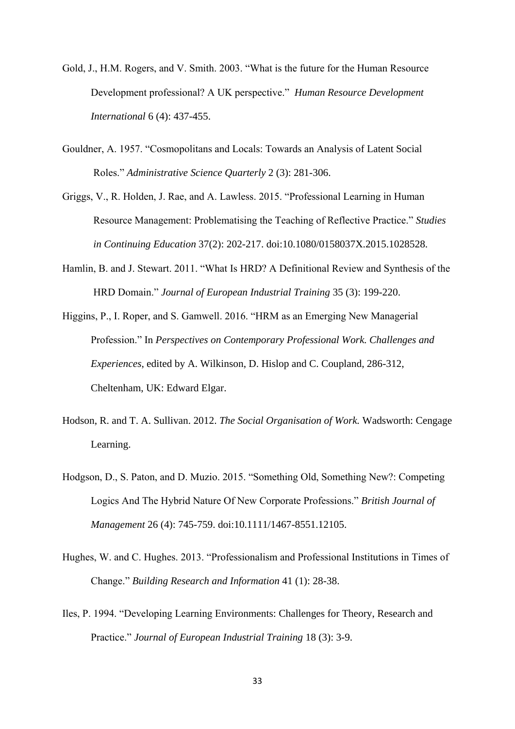Gold, J., H.M. Rogers, and V. Smith. 2003. "What is the future for the Human Resource Development professional? A UK perspective." *Human Resource Development International* 6 (4): 437-455.

Gouldner, A. 1957. "Cosmopolitans and Locals: Towards an Analysis of Latent Social Roles." *Administrative Science Quarterly* 2 (3): 281-306.

Griggs, V., R. Holden, J. Rae, and A. Lawless. 2015. "Professional Learning in Human Resource Management: Problematising the Teaching of Reflective Practice." *Studies in Continuing Education* 37(2): 202-217. doi:10.1080/0158037X.2015.1028528.

Hamlin, B. and J. Stewart. 2011. "What Is HRD? A Definitional Review and Synthesis of the HRD Domain." *Journal of European Industrial Training* 35 (3): 199-220.

Higgins, P., I. Roper, and S. Gamwell. 2016. "HRM as an Emerging New Managerial Profession." In *Perspectives on Contemporary Professional Work. Challenges and Experiences*, edited by A. Wilkinson, D. Hislop and C. Coupland, 286-312, Cheltenham, UK: Edward Elgar.

Hodson, R. and T. A. Sullivan. 2012. *The Social Organisation of Work.* Wadsworth: Cengage Learning.

Hodgson, D., S. Paton, and D. Muzio. 2015. "Something Old, Something New?: Competing Logics And The Hybrid Nature Of New Corporate Professions." *British Journal of Management* 26 (4): 745-759. doi:10.1111/1467-8551.12105.

Hughes, W. and C. Hughes. 2013. "Professionalism and Professional Institutions in Times of Change." *Building Research and Information* 41 (1): 28-38.

Iles, P. 1994. "Developing Learning Environments: Challenges for Theory, Research and Practice." *Journal of European Industrial Training* 18 (3): 3-9.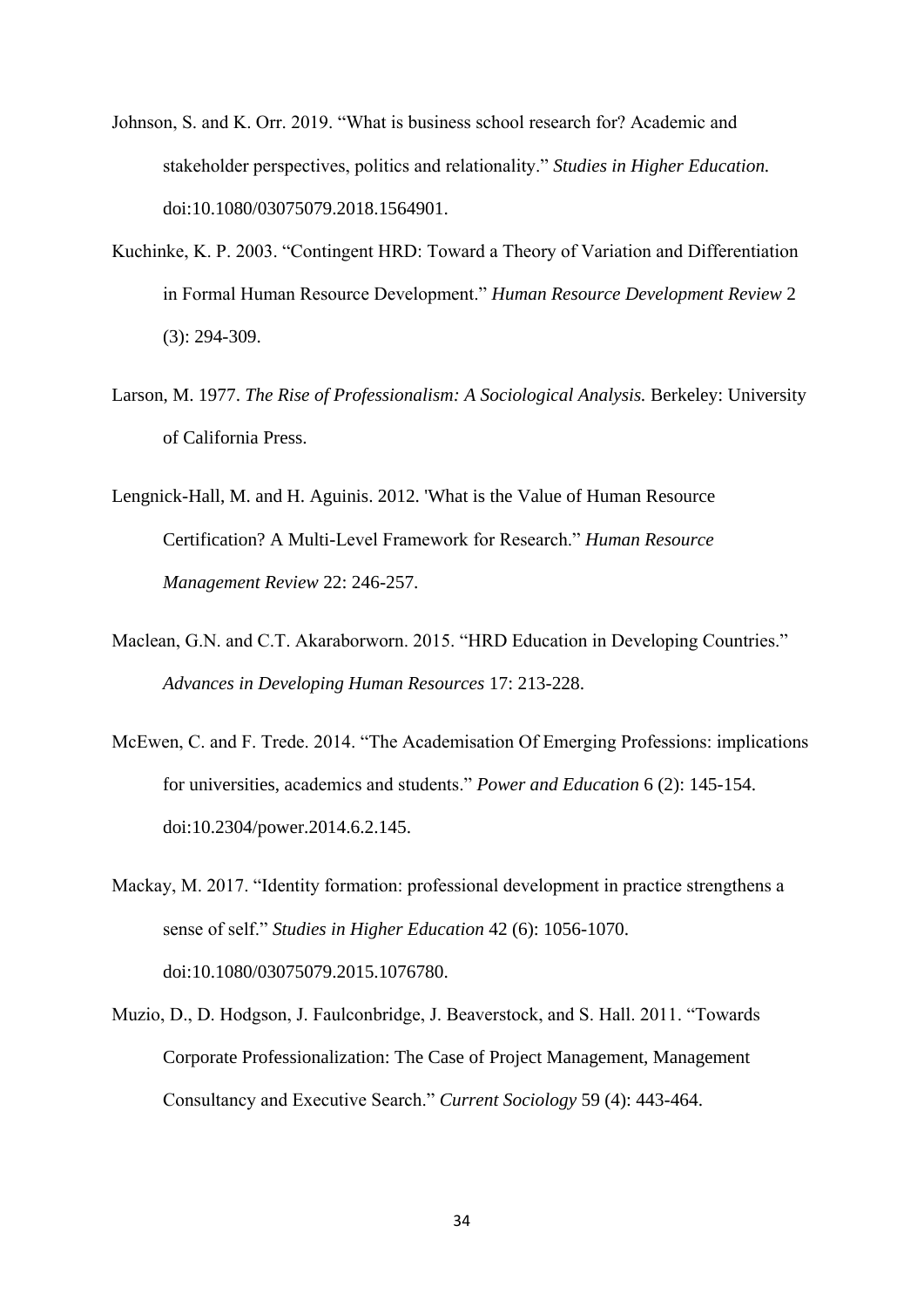Johnson, S. and K. Orr. 2019. "What is business school research for? Academic and stakeholder perspectives, politics and relationality." *Studies in Higher Education.* doi:10.1080/03075079.2018.1564901.

Kuchinke, K. P. 2003. "Contingent HRD: Toward a Theory of Variation and Differentiation in Formal Human Resource Development." *Human Resource Development Review* 2 (3): 294-309.

Larson, M. 1977. *The Rise of Professionalism: A Sociological Analysis.* Berkeley: University of California Press.

Lengnick-Hall, M. and H. Aguinis. 2012. 'What is the Value of Human Resource Certification? A Multi-Level Framework for Research." *Human Resource Management Review* 22: 246-257.

Maclean, G.N. and C.T. Akaraborworn. 2015. "HRD Education in Developing Countries." *Advances in Developing Human Resources* 17: 213-228.

McEwen, C. and F. Trede. 2014. "The Academisation Of Emerging Professions: implications for universities, academics and students." *Power and Education* 6 (2): 145-154. doi:10.2304/power.2014.6.2.145.

Mackay, M. 2017. "Identity formation: professional development in practice strengthens a sense of self." *Studies in Higher Education* 42 (6): 1056-1070. doi:10.1080/03075079.2015.1076780.

Muzio, D., D. Hodgson, J. Faulconbridge, J. Beaverstock, and S. Hall. 2011. "Towards Corporate Professionalization: The Case of Project Management, Management Consultancy and Executive Search." *Current Sociology* 59 (4): 443-464.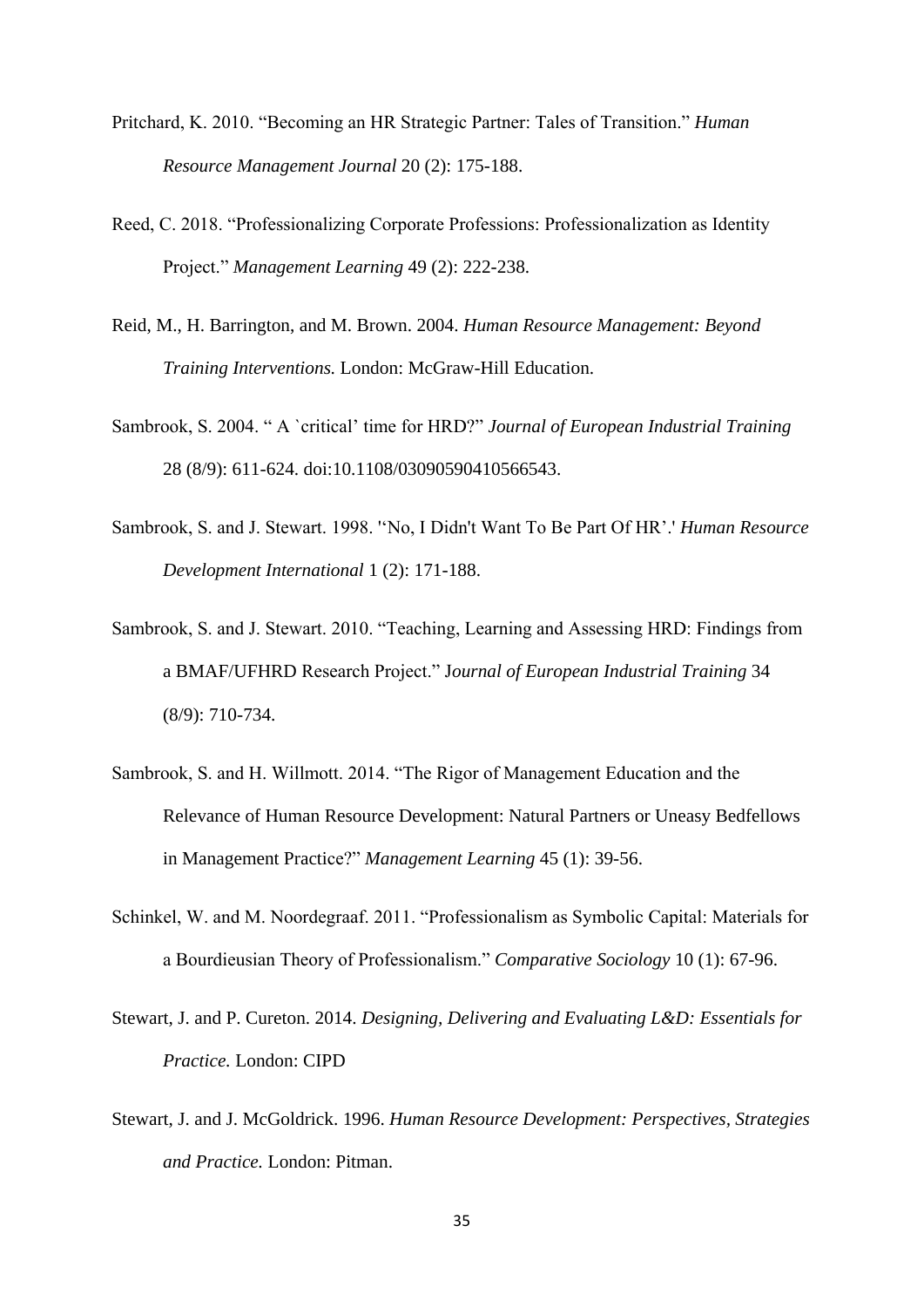Pritchard, K. 2010. "Becoming an HR Strategic Partner: Tales of Transition." *Human Resource Management Journal* 20 (2): 175-188.

Reed, C. 2018. "Professionalizing Corporate Professions: Professionalization as Identity Project." *Management Learning* 49 (2): 222-238.

Reid, M., H. Barrington, and M. Brown. 2004. *Human Resource Management: Beyond Training Interventions.* London: McGraw-Hill Education.

Sambrook, S. 2004. " A `critical' time for HRD?" *Journal of European Industrial Training* 28 (8/9): 611-624. doi:10.1108/03090590410566543.

Sambrook, S. and J. Stewart. 1998. ''No, I Didn't Want To Be Part Of HR'.' *Human Resource Development International* 1 (2): 171-188.

Sambrook, S. and J. Stewart. 2010. "Teaching, Learning and Assessing HRD: Findings from a BMAF/UFHRD Research Project." *Journal of European Industrial Training* 34 (8/9): 710-734.

Sambrook, S. and H. Willmott. 2014. "The Rigor of Management Education and the Relevance of Human Resource Development: Natural Partners or Uneasy Bedfellows in Management Practice?" *Management Learning* 45 (1): 39-56.

Schinkel, W. and M. Noordegraaf. 2011. "Professionalism as Symbolic Capital: Materials for a Bourdieusian Theory of Professionalism." *Comparative Sociology* 10 (1): 67-96.

Stewart, J. and P. Cureton. 2014. *Designing, Delivering and Evaluating L&D: Essentials for Practice.* London: CIPD

Stewart, J. and J. McGoldrick. 1996. *Human Resource Development: Perspectives, Strategies and Practice.* London: Pitman.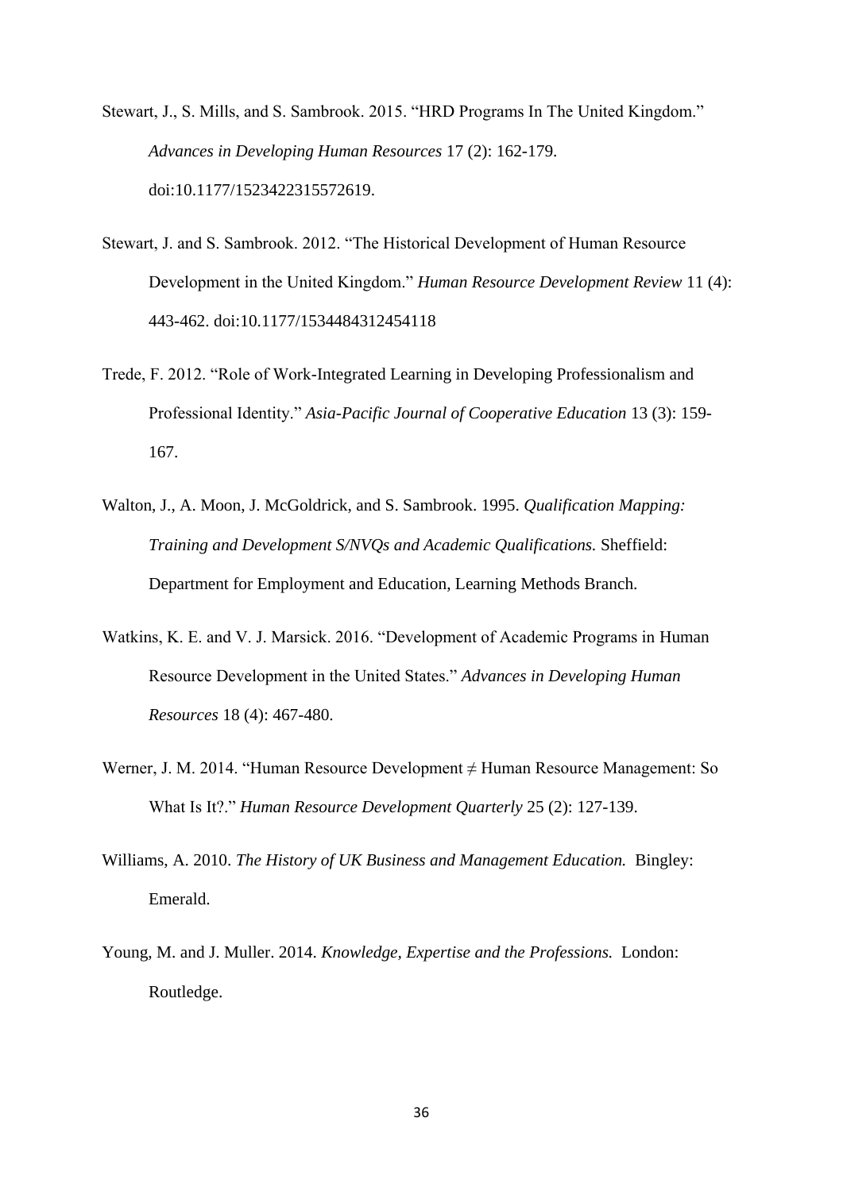Stewart, J., S. Mills, and S. Sambrook. 2015. "HRD Programs In The United Kingdom." *Advances in Developing Human Resources* 17 (2): 162-179. doi:10.1177/1523422315572619.

Stewart, J. and S. Sambrook. 2012. "The Historical Development of Human Resource Development in the United Kingdom." *Human Resource Development Review* 11 (4): 443-462. doi:10.1177/1534484312454118

Trede, F. 2012. "Role of Work-Integrated Learning in Developing Professionalism and Professional Identity." *Asia-Pacific Journal of Cooperative Education* 13 (3): 159-167.

Walton, J., A. Moon, J. McGoldrick, and S. Sambrook. 1995. *Qualification Mapping: Training and Development S/NVQs and Academic Qualifications.* Sheffield: Department for Employment and Education, Learning Methods Branch.

Watkins, K. E. and V. J. Marsick. 2016. "Development of Academic Programs in Human Resource Development in the United States." *Advances in Developing Human Resources* 18 (4): 467-480.

Werner, J. M. 2014. "Human Resource Development ≠ Human Resource Management: So What Is It?." *Human Resource Development Quarterly* 25 (2): 127-139.

Williams, A. 2010. *The History of UK Business and Management Education.* Bingley: Emerald.

Young, M. and J. Muller. 2014. *Knowledge, Expertise and the Professions.* London: Routledge.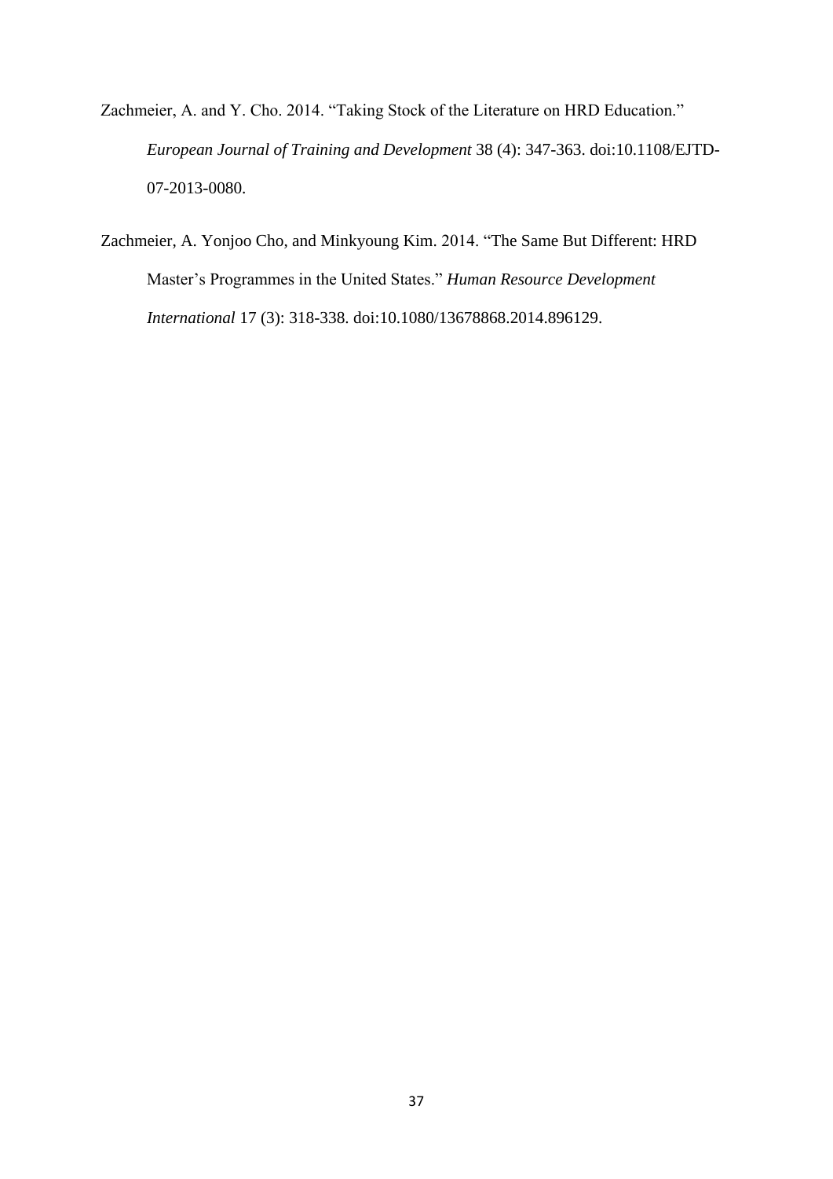Zachmeier, A. and Y. Cho. 2014. "Taking Stock of the Literature on HRD Education." *European Journal of Training and Development* 38 (4): 347-363. doi:10.1108/EJTD-07-2013-0080.

Zachmeier, A. Yonjoo Cho, and Minkyoung Kim. 2014. "The Same But Different: HRD Master's Programmes in the United States." *Human Resource Development International* 17 (3): 318-338. doi:10.1080/13678868.2014.896129.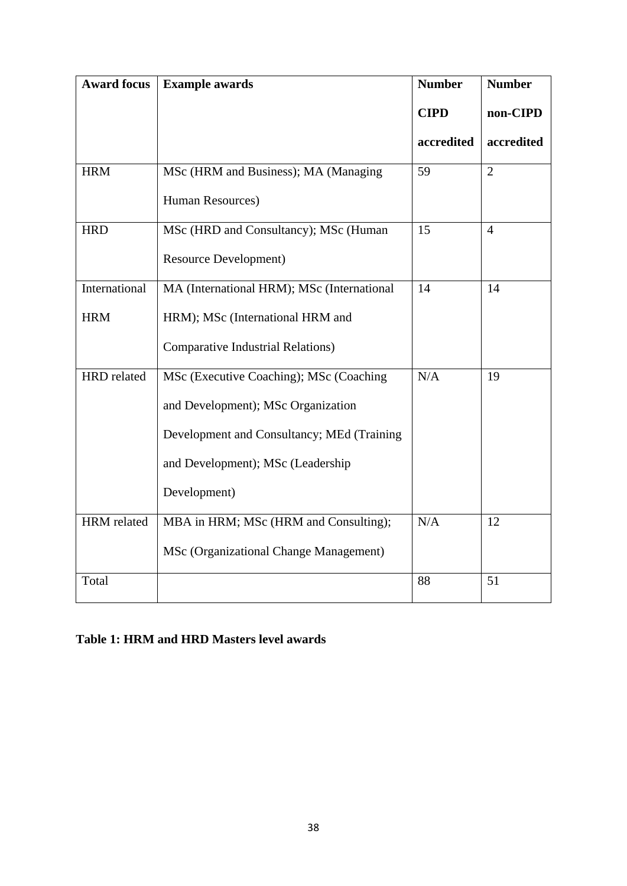| Award focus | Example awards | Number CIPD accredited | Number non-CIPD accredited |
|---|---|---|---|
| HRM | MSc (HRM and Business); MA (Managing Human Resources) | 59 | 2 |
| HRD | MSc (HRD and Consultancy); MSc (Human Resource Development) | 15 | 4 |
| International HRM | MA (International HRM); MSc (International HRM); MSc (International HRM and Comparative Industrial Relations) | 14 | 14 |
| HRD related | MSc (Executive Coaching); MSc (Coaching and Development); MSc Organization Development and Consultancy; MEd (Training and Development); MSc (Leadership Development) | N/A | 19 |
| HRM related | MBA in HRM; MSc (HRM and Consulting); MSc (Organizational Change Management) | N/A | 12 |
| Total | | 88 | 51 |

**Table 1: HRM and HRD Masters level awards**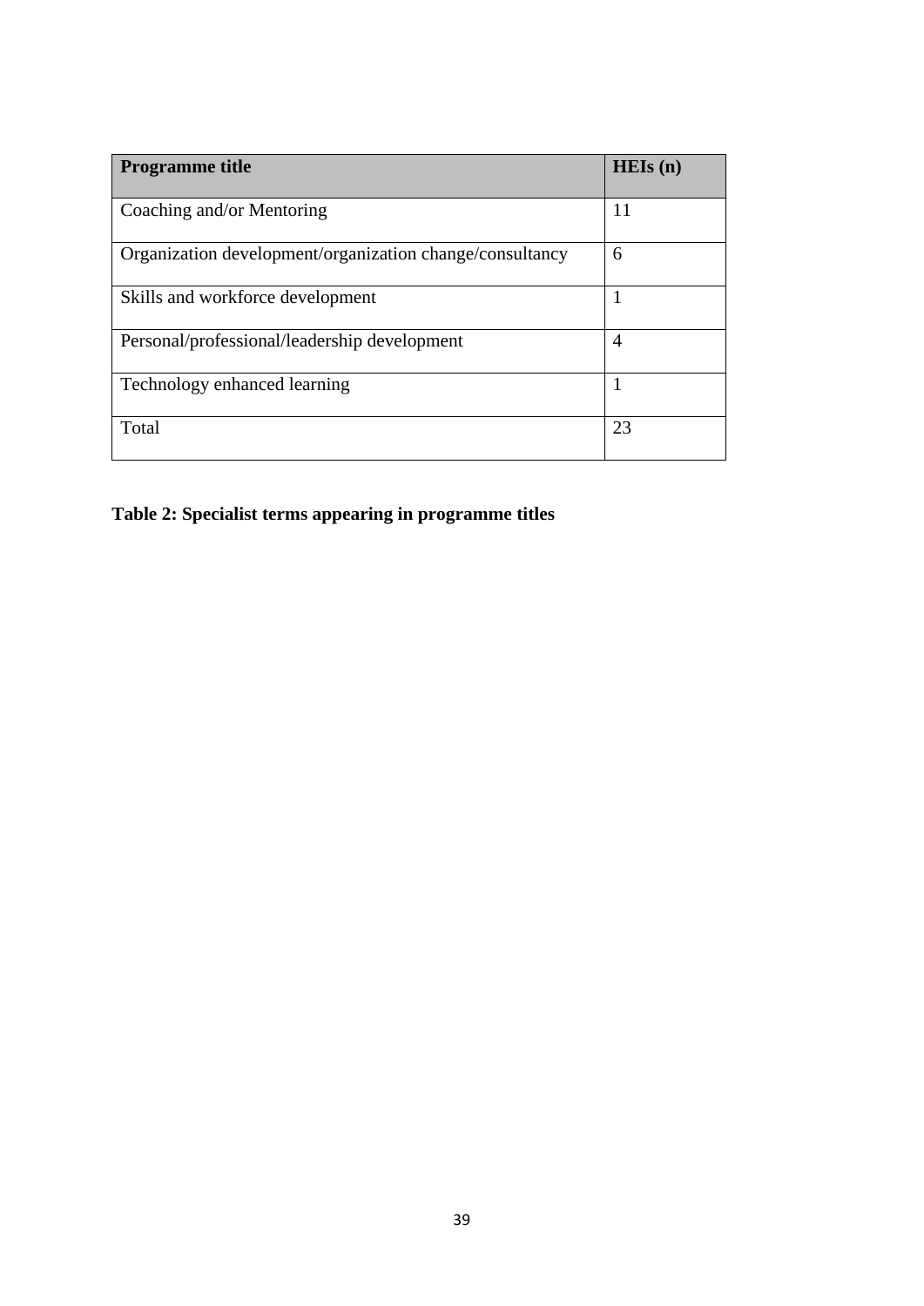| Programme title | HEIs (n) |
|---|---|
| Coaching and/or Mentoring | 11 |
| Organization development/organization change/consultancy | 6 |
| Skills and workforce development | 1 |
| Personal/professional/leadership development | 4 |
| Technology enhanced learning | 1 |
| Total | 23 |

**Table 2: Specialist terms appearing in programme titles**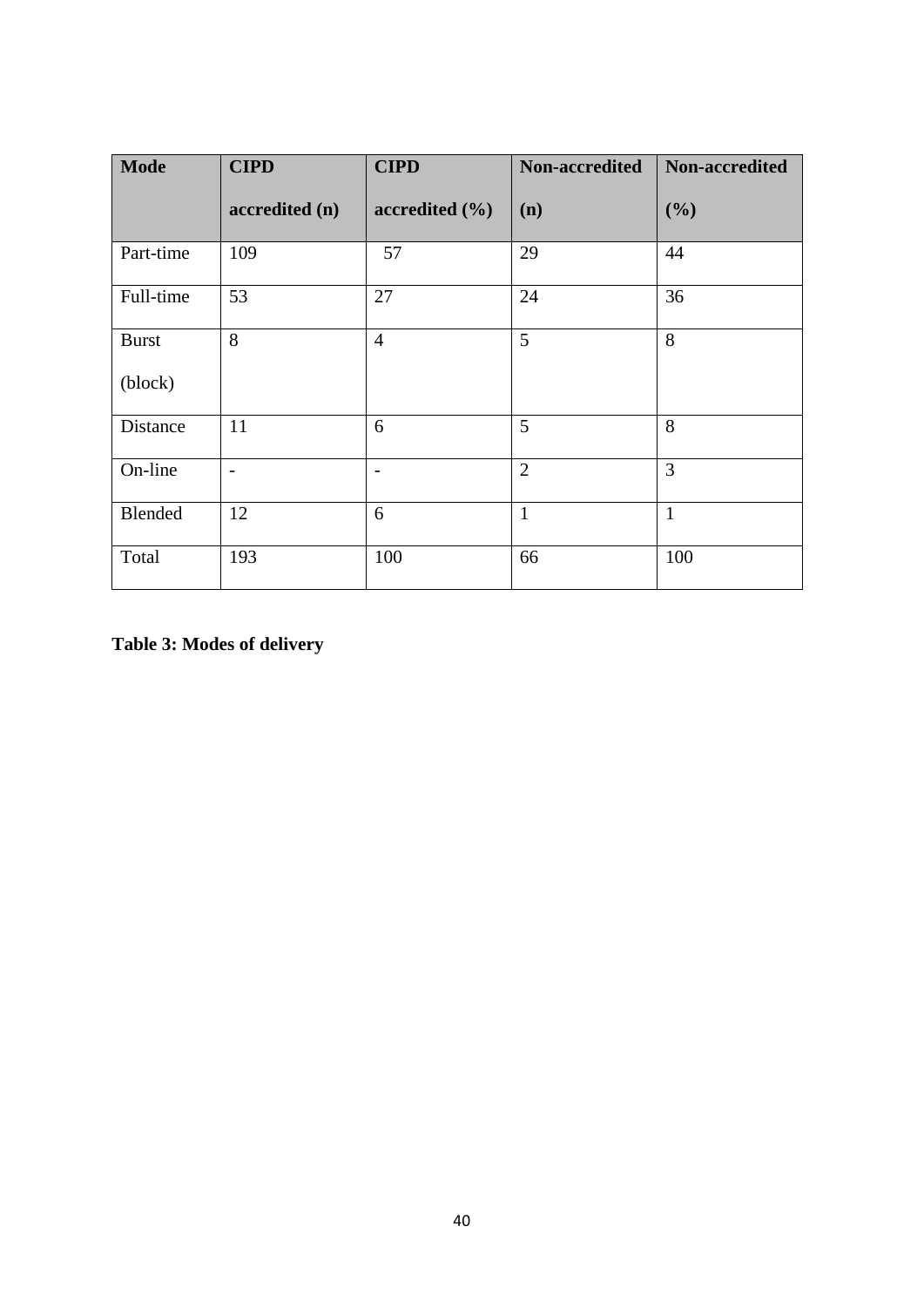| Mode | CIPD accredited (n) | CIPD accredited (%) | Non-accredited (n) | Non-accredited (%) |
|---|---|---|---|---|
| Part-time | 109 | 57 | 29 | 44 |
| Full-time | 53 | 27 | 24 | 36 |
| Burst (block) | 8 | 4 | 5 | 8 |
| Distance | 11 | 6 | 5 | 8 |
| On-line | - | - | 2 | 3 |
| Blended | 12 | 6 | 1 | 1 |
| Total | 193 | 100 | 66 | 100 |

**Table 3: Modes of delivery**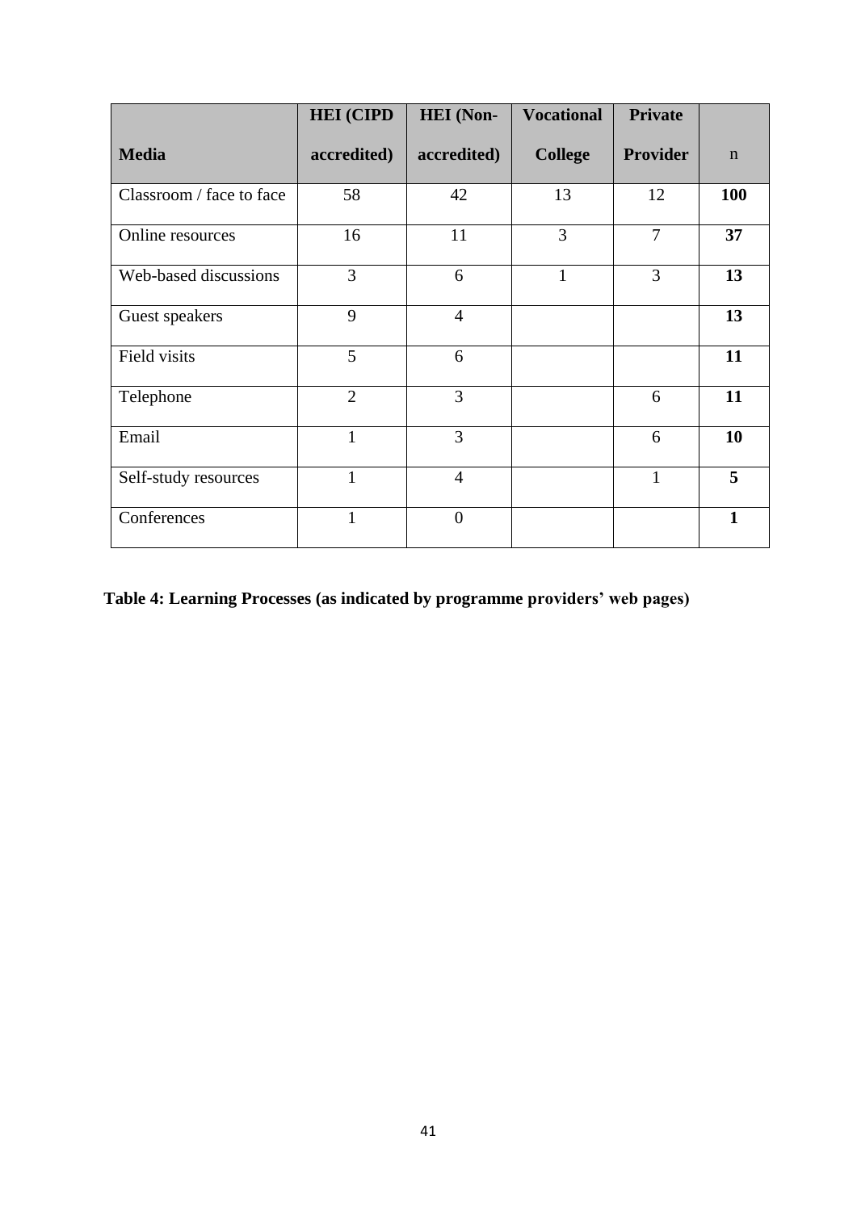| Media | HEI (CIPD accredited) | HEI (Non-accredited) | Vocational College | Private Provider | n |
|---|---|---|---|---|---|
| Classroom / face to face | 58 | 42 | 13 | 12 | **100** |
| Online resources | 16 | 11 | 3 | 7 | **37** |
| Web-based discussions | 3 | 6 | 1 | 3 | **13** |
| Guest speakers | 9 | 4 | | | **13** |
| Field visits | 5 | 6 | | | **11** |
| Telephone | 2 | 3 | | 6 | **11** |
| Email | 1 | 3 | | 6 | **10** |
| Self-study resources | 1 | 4 | | 1 | **5** |
| Conferences | 1 | 0 | | | **1** |

**Table 4: Learning Processes (as indicated by programme providers' web pages)**